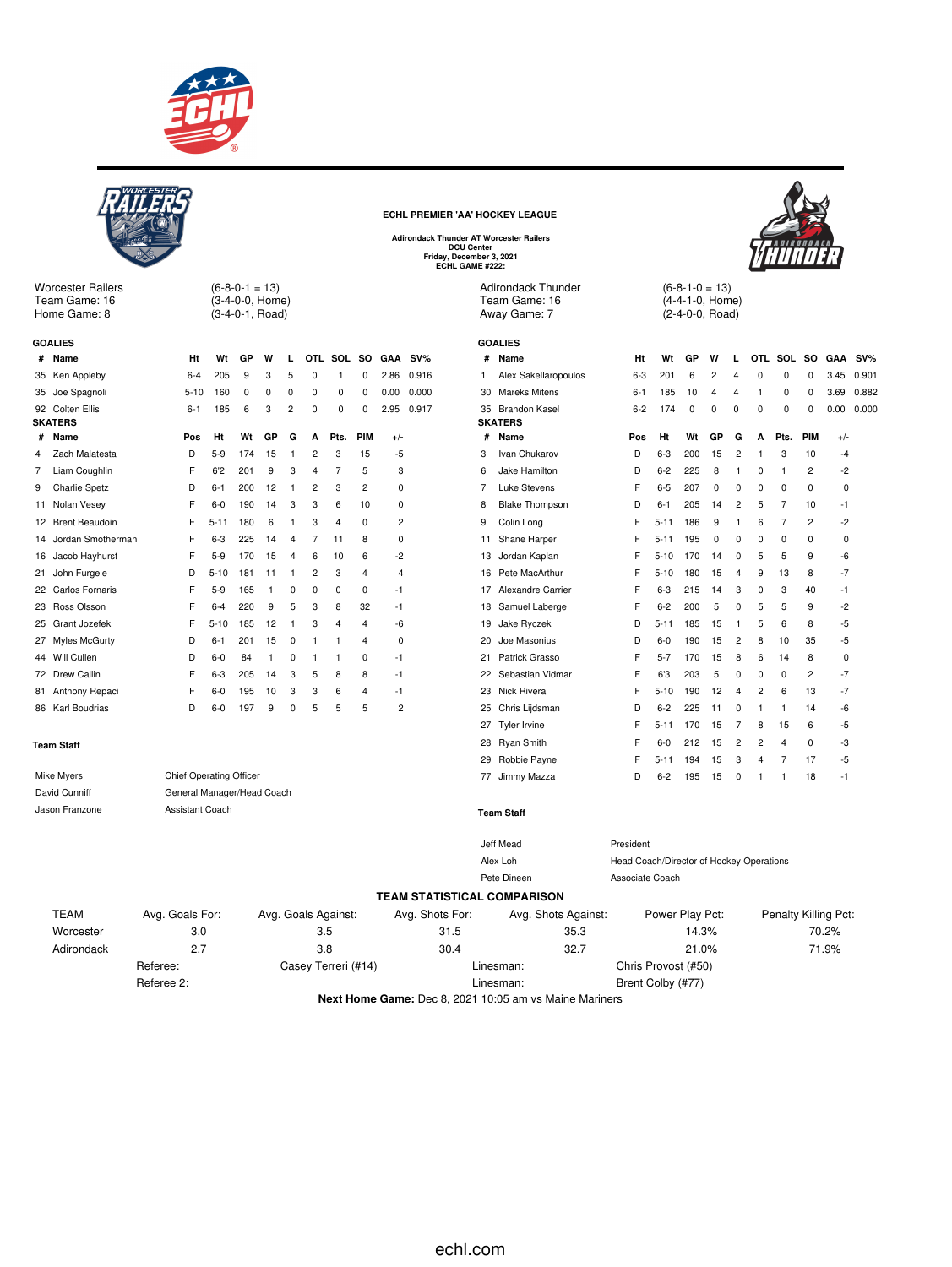## ECHL PREMIER 'AA' HOCKEY LEAGUE

**Adirondack Thunder AT Worcester Railers**
**DCU Center**
**Friday, December 3, 2021**
**ECHL GAME #222:**

Worcester Railers (6-8-0-1 = 13)
Team Game: 16 (3-4-0-0, Home)
Home Game: 8 (3-4-0-1, Road)

### GOALIES

| # | Name | Ht | Wt | GP | W | L | OTL | SOL | SO | GAA | SV% |
|---|---|---|---|---|---|---|---|---|---|---|---|
| 35 | Ken Appleby | 6-4 | 205 | 9 | 3 | 5 | 0 | 1 | 0 | 2.86 | 0.916 |
| 35 | Joe Spagnoli | 5-10 | 160 | 0 | 0 | 0 | 0 | 0 | 0 | 0.00 | 0.000 |
| 92 | Colten Ellis | 6-1 | 185 | 6 | 3 | 2 | 0 | 0 | 0 | 2.95 | 0.917 |

### SKATERS

| # | Name | Pos | Ht | Wt | GP | G | A | Pts. | PIM | +/- |
|---|---|---|---|---|---|---|---|---|---|---|
| 4 | Zach Malatesta | D | 5-9 | 174 | 15 | 1 | 2 | 3 | 15 | -5 |
| 7 | Liam Coughlin | F | 6'2 | 201 | 9 | 3 | 4 | 7 | 5 | 3 |
| 9 | Charlie Spetz | D | 6-1 | 200 | 12 | 1 | 2 | 3 | 2 | 0 |
| 11 | Nolan Vesey | F | 6-0 | 190 | 14 | 3 | 3 | 6 | 10 | 0 |
| 12 | Brent Beaudoin | F | 5-11 | 180 | 6 | 1 | 3 | 4 | 0 | 2 |
| 14 | Jordan Smotherman | F | 6-3 | 225 | 14 | 4 | 7 | 11 | 8 | 0 |
| 16 | Jacob Hayhurst | F | 5-9 | 170 | 15 | 4 | 6 | 10 | 6 | -2 |
| 21 | John Furgele | D | 5-10 | 181 | 11 | 1 | 2 | 3 | 4 | 4 |
| 22 | Carlos Fornaris | F | 5-9 | 165 | 1 | 0 | 0 | 0 | 0 | -1 |
| 23 | Ross Olsson | F | 6-4 | 220 | 9 | 5 | 3 | 8 | 32 | -1 |
| 25 | Grant Jozefek | F | 5-10 | 185 | 12 | 1 | 3 | 4 | 4 | -6 |
| 27 | Myles McGurty | D | 6-1 | 201 | 15 | 0 | 1 | 1 | 4 | 0 |
| 44 | Will Cullen | D | 6-0 | 84 | 1 | 0 | 1 | 1 | 0 | -1 |
| 72 | Drew Callin | F | 6-3 | 205 | 14 | 3 | 5 | 8 | 8 | -1 |
| 81 | Anthony Repaci | F | 6-0 | 195 | 10 | 3 | 3 | 6 | 4 | -1 |
| 86 | Karl Boudrias | D | 6-0 | 197 | 9 | 0 | 5 | 5 | 5 | 2 |

### Team Staff

| | |
|---|---|
| Mike Myers | Chief Operating Officer |
| David Cunniff | General Manager/Head Coach |
| Jason Franzone | Assistant Coach |

Adirondack Thunder (6-8-1-0 = 13)
Team Game: 16 (4-4-1-0, Home)
Away Game: 7 (2-4-0-0, Road)

### GOALIES

| # | Name | Ht | Wt | GP | W | L | OTL | SOL | SO | GAA | SV% |
|---|---|---|---|---|---|---|---|---|---|---|---|
| 1 | Alex Sakellaropoulos | 6-3 | 201 | 6 | 2 | 4 | 0 | 0 | 0 | 3.45 | 0.901 |
| 30 | Mareks Mitens | 6-1 | 185 | 10 | 4 | 4 | 1 | 0 | 0 | 3.69 | 0.882 |
| 35 | Brandon Kasel | 6-2 | 174 | 0 | 0 | 0 | 0 | 0 | 0 | 0.00 | 0.000 |

### SKATERS

| # | Name | Pos | Ht | Wt | GP | G | A | Pts. | PIM | +/- |
|---|---|---|---|---|---|---|---|---|---|---|
| 3 | Ivan Chukarov | D | 6-3 | 200 | 15 | 2 | 1 | 3 | 10 | -4 |
| 6 | Jake Hamilton | D | 6-2 | 225 | 8 | 1 | 0 | 1 | 2 | -2 |
| 7 | Luke Stevens | F | 6-5 | 207 | 0 | 0 | 0 | 0 | 0 | 0 |
| 8 | Blake Thompson | D | 6-1 | 205 | 14 | 2 | 5 | 7 | 10 | -1 |
| 9 | Colin Long | F | 5-11 | 186 | 9 | 1 | 6 | 7 | 2 | -2 |
| 11 | Shane Harper | F | 5-11 | 195 | 0 | 0 | 0 | 0 | 0 | 0 |
| 13 | Jordan Kaplan | F | 5-10 | 170 | 14 | 0 | 5 | 5 | 9 | -6 |
| 16 | Pete MacArthur | F | 5-10 | 180 | 15 | 4 | 9 | 13 | 8 | -7 |
| 17 | Alexandre Carrier | F | 6-3 | 215 | 14 | 3 | 0 | 3 | 40 | -1 |
| 18 | Samuel Laberge | F | 6-2 | 200 | 5 | 0 | 5 | 5 | 9 | -2 |
| 19 | Jake Ryczek | D | 5-11 | 185 | 15 | 1 | 5 | 6 | 8 | -5 |
| 20 | Joe Masonius | D | 6-0 | 190 | 15 | 2 | 8 | 10 | 35 | -5 |
| 21 | Patrick Grasso | F | 5-7 | 170 | 15 | 8 | 6 | 14 | 8 | 0 |
| 22 | Sebastian Vidmar | F | 6'3 | 203 | 5 | 0 | 0 | 0 | 2 | -7 |
| 23 | Nick Rivera | F | 5-10 | 190 | 12 | 4 | 2 | 6 | 13 | -7 |
| 25 | Chris Lijdsman | D | 6-2 | 225 | 11 | 0 | 1 | 1 | 14 | -6 |
| 27 | Tyler Irvine | F | 5-11 | 170 | 15 | 7 | 8 | 15 | 6 | -5 |
| 28 | Ryan Smith | F | 6-0 | 212 | 15 | 2 | 2 | 4 | 0 | -3 |
| 29 | Robbie Payne | F | 5-11 | 194 | 15 | 3 | 4 | 7 | 17 | -5 |
| 77 | Jimmy Mazza | D | 6-2 | 195 | 15 | 0 | 1 | 1 | 18 | -1 |

### Team Staff

| | |
|---|---|
| Jeff Mead | President |
| Alex Loh | Head Coach/Director of Hockey Operations |
| Pete Dineen | Associate Coach |

### TEAM STATISTICAL COMPARISON

| TEAM | Avg. Goals For: | Avg. Goals Against: | Avg. Shots For: | Avg. Shots Against: | Power Play Pct: | Penalty Killing Pct: |
|---|---|---|---|---|---|---|
| Worcester | 3.0 | 3.5 | 31.5 | 35.3 | 14.3% | 70.2% |
| Adirondack | 2.7 | 3.8 | 30.4 | 32.7 | 21.0% | 71.9% |

Referee: Casey Terreri (#14) Linesman: Chris Provost (#50)
Referee 2: Linesman: Brent Colby (#77)

**Next Home Game:** Dec 8, 2021 10:05 am vs Maine Mariners

echl.com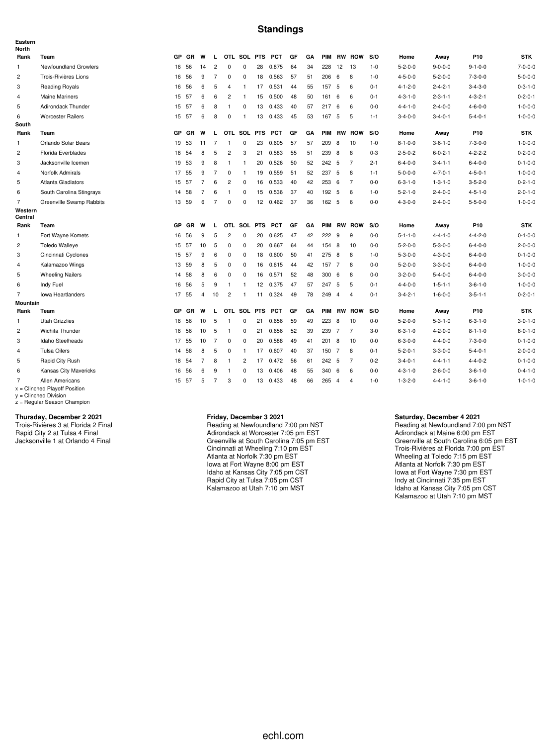# Standings

## Eastern

### North

| Rank | Team | GP | GR | W | L | OTL | SOL | PTS | PCT | GF | GA | PIM | RW | ROW | S/O | Home | Away | P10 | STK |
|---|---|---|---|---|---|---|---|---|---|---|---|---|---|---|---|---|---|---|---|
| 1 | Newfoundland Growlers | 16 | 56 | 14 | 2 | 0 | 0 | 28 | 0.875 | 64 | 34 | 228 | 12 | 13 | 1-0 | 5-2-0-0 | 9-0-0-0 | 9-1-0-0 | 7-0-0-0 |
| 2 | Trois-Rivières Lions | 16 | 56 | 9 | 7 | 0 | 0 | 18 | 0.563 | 57 | 51 | 206 | 6 | 8 | 1-0 | 4-5-0-0 | 5-2-0-0 | 7-3-0-0 | 5-0-0-0 |
| 3 | Reading Royals | 16 | 56 | 6 | 5 | 4 | 1 | 17 | 0.531 | 44 | 55 | 157 | 5 | 6 | 0-1 | 4-1-2-0 | 2-4-2-1 | 3-4-3-0 | 0-3-1-0 |
| 4 | Maine Mariners | 15 | 57 | 6 | 6 | 2 | 1 | 15 | 0.500 | 48 | 50 | 161 | 6 | 6 | 0-1 | 4-3-1-0 | 2-3-1-1 | 4-3-2-1 | 0-2-0-1 |
| 5 | Adirondack Thunder | 15 | 57 | 6 | 8 | 1 | 0 | 13 | 0.433 | 40 | 57 | 217 | 6 | 6 | 0-0 | 4-4-1-0 | 2-4-0-0 | 4-6-0-0 | 1-0-0-0 |
| 6 | Worcester Railers | 15 | 57 | 6 | 8 | 0 | 1 | 13 | 0.433 | 45 | 53 | 167 | 5 | 5 | 1-1 | 3-4-0-0 | 3-4-0-1 | 5-4-0-1 | 1-0-0-0 |

### South

| Rank | Team | GP | GR | W | L | OTL | SOL | PTS | PCT | GF | GA | PIM | RW | ROW | S/O | Home | Away | P10 | STK |
|---|---|---|---|---|---|---|---|---|---|---|---|---|---|---|---|---|---|---|---|
| 1 | Orlando Solar Bears | 19 | 53 | 11 | 7 | 1 | 0 | 23 | 0.605 | 57 | 57 | 209 | 8 | 10 | 1-0 | 8-1-0-0 | 3-6-1-0 | 7-3-0-0 | 1-0-0-0 |
| 2 | Florida Everblades | 18 | 54 | 8 | 5 | 2 | 3 | 21 | 0.583 | 55 | 51 | 239 | 8 | 8 | 0-3 | 2-5-0-2 | 6-0-2-1 | 4-2-2-2 | 0-2-0-0 |
| 3 | Jacksonville Icemen | 19 | 53 | 9 | 8 | 1 | 1 | 20 | 0.526 | 50 | 52 | 242 | 5 | 7 | 2-1 | 6-4-0-0 | 3-4-1-1 | 6-4-0-0 | 0-1-0-0 |
| 4 | Norfolk Admirals | 17 | 55 | 9 | 7 | 0 | 1 | 19 | 0.559 | 51 | 52 | 237 | 5 | 8 | 1-1 | 5-0-0-0 | 4-7-0-1 | 4-5-0-1 | 1-0-0-0 |
| 5 | Atlanta Gladiators | 15 | 57 | 7 | 6 | 2 | 0 | 16 | 0.533 | 40 | 42 | 253 | 6 | 7 | 0-0 | 6-3-1-0 | 1-3-1-0 | 3-5-2-0 | 0-2-1-0 |
| 6 | South Carolina Stingrays | 14 | 58 | 7 | 6 | 1 | 0 | 15 | 0.536 | 37 | 40 | 192 | 5 | 6 | 1-0 | 5-2-1-0 | 2-4-0-0 | 4-5-1-0 | 2-0-1-0 |
| 7 | Greenville Swamp Rabbits | 13 | 59 | 6 | 7 | 0 | 0 | 12 | 0.462 | 37 | 36 | 162 | 5 | 6 | 0-0 | 4-3-0-0 | 2-4-0-0 | 5-5-0-0 | 1-0-0-0 |

## Western

### Central

| Rank | Team | GP | GR | W | L | OTL | SOL | PTS | PCT | GF | GA | PIM | RW | ROW | S/O | Home | Away | P10 | STK |
|---|---|---|---|---|---|---|---|---|---|---|---|---|---|---|---|---|---|---|---|
| 1 | Fort Wayne Komets | 16 | 56 | 9 | 5 | 2 | 0 | 20 | 0.625 | 47 | 42 | 222 | 9 | 9 | 0-0 | 5-1-1-0 | 4-4-1-0 | 4-4-2-0 | 0-1-0-0 |
| 2 | Toledo Walleye | 15 | 57 | 10 | 5 | 0 | 0 | 20 | 0.667 | 64 | 44 | 154 | 8 | 10 | 0-0 | 5-2-0-0 | 5-3-0-0 | 6-4-0-0 | 2-0-0-0 |
| 3 | Cincinnati Cyclones | 15 | 57 | 9 | 6 | 0 | 0 | 18 | 0.600 | 50 | 41 | 275 | 8 | 8 | 1-0 | 5-3-0-0 | 4-3-0-0 | 6-4-0-0 | 0-1-0-0 |
| 4 | Kalamazoo Wings | 13 | 59 | 8 | 5 | 0 | 0 | 16 | 0.615 | 44 | 42 | 157 | 7 | 8 | 0-0 | 5-2-0-0 | 3-3-0-0 | 6-4-0-0 | 1-0-0-0 |
| 5 | Wheeling Nailers | 14 | 58 | 8 | 6 | 0 | 0 | 16 | 0.571 | 52 | 48 | 300 | 6 | 8 | 0-0 | 3-2-0-0 | 5-4-0-0 | 6-4-0-0 | 3-0-0-0 |
| 6 | Indy Fuel | 16 | 56 | 5 | 9 | 1 | 1 | 12 | 0.375 | 47 | 57 | 247 | 5 | 5 | 0-1 | 4-4-0-0 | 1-5-1-1 | 3-6-1-0 | 1-0-0-0 |
| 7 | Iowa Heartlanders | 17 | 55 | 4 | 10 | 2 | 1 | 11 | 0.324 | 49 | 78 | 249 | 4 | 4 | 0-1 | 3-4-2-1 | 1-6-0-0 | 3-5-1-1 | 0-2-0-1 |

### Mountain

| Rank | Team | GP | GR | W | L | OTL | SOL | PTS | PCT | GF | GA | PIM | RW | ROW | S/O | Home | Away | P10 | STK |
|---|---|---|---|---|---|---|---|---|---|---|---|---|---|---|---|---|---|---|---|
| 1 | Utah Grizzlies | 16 | 56 | 10 | 5 | 1 | 0 | 21 | 0.656 | 59 | 49 | 223 | 8 | 10 | 0-0 | 5-2-0-0 | 5-3-1-0 | 6-3-1-0 | 3-0-1-0 |
| 2 | Wichita Thunder | 16 | 56 | 10 | 5 | 1 | 0 | 21 | 0.656 | 52 | 39 | 239 | 7 | 7 | 3-0 | 6-3-1-0 | 4-2-0-0 | 8-1-1-0 | 8-0-1-0 |
| 3 | Idaho Steelheads | 17 | 55 | 10 | 7 | 0 | 0 | 20 | 0.588 | 49 | 41 | 201 | 8 | 10 | 0-0 | 6-3-0-0 | 4-4-0-0 | 7-3-0-0 | 0-1-0-0 |
| 4 | Tulsa Oilers | 14 | 58 | 8 | 5 | 0 | 1 | 17 | 0.607 | 40 | 37 | 150 | 7 | 8 | 0-1 | 5-2-0-1 | 3-3-0-0 | 5-4-0-1 | 2-0-0-0 |
| 5 | Rapid City Rush | 18 | 54 | 7 | 8 | 1 | 2 | 17 | 0.472 | 56 | 61 | 242 | 5 | 7 | 0-2 | 3-4-0-1 | 4-4-1-1 | 4-4-0-2 | 0-1-0-0 |
| 6 | Kansas City Mavericks | 16 | 56 | 6 | 9 | 1 | 0 | 13 | 0.406 | 48 | 55 | 340 | 6 | 6 | 0-0 | 4-3-1-0 | 2-6-0-0 | 3-6-1-0 | 0-4-1-0 |
| 7 | Allen Americans | 15 | 57 | 5 | 7 | 3 | 0 | 13 | 0.433 | 48 | 66 | 265 | 4 | 4 | 1-0 | 1-3-2-0 | 4-4-1-0 | 3-6-1-0 | 1-0-1-0 |

x = Clinched Playoff Position
y = Clinched Division
z = Regular Season Champion

**Thursday, December 2 2021**

Trois-Rivières 3 at Florida 2 Final
Rapid City 2 at Tulsa 4 Final
Jacksonville 1 at Orlando 4 Final

**Friday, December 3 2021**

Reading at Newfoundland 7:00 pm NST
Adirondack at Worcester 7:05 pm EST
Greenville at South Carolina 7:05 pm EST
Cincinnati at Wheeling 7:10 pm EST
Atlanta at Norfolk 7:30 pm EST
Iowa at Fort Wayne 8:00 pm EST
Idaho at Kansas City 7:05 pm CST
Rapid City at Tulsa 7:05 pm CST
Kalamazoo at Utah 7:10 pm MST

**Saturday, December 4 2021**

Reading at Newfoundland 7:00 pm NST
Adirondack at Maine 6:00 pm EST
Greenville at South Carolina 6:05 pm EST
Trois-Rivières at Florida 7:00 pm EST
Wheeling at Toledo 7:15 pm EST
Atlanta at Norfolk 7:30 pm EST
Iowa at Fort Wayne 7:30 pm EST
Indy at Cincinnati 7:35 pm EST
Idaho at Kansas City 7:05 pm CST
Kalamazoo at Utah 7:10 pm MST

echl.com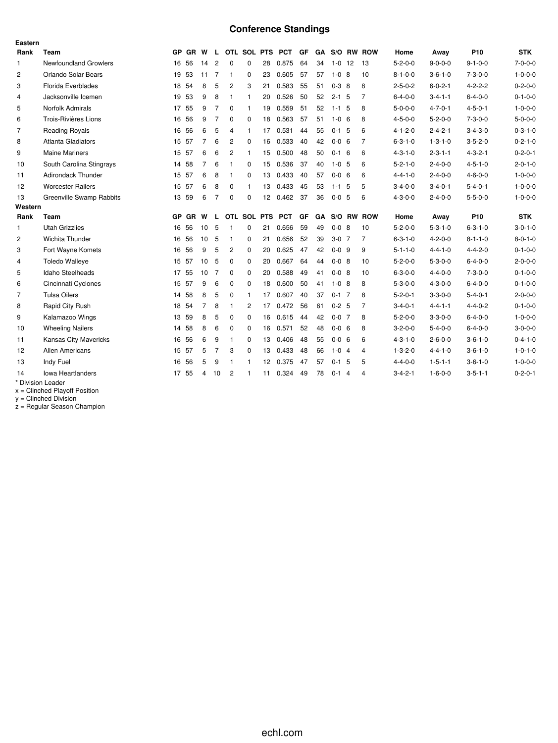# Conference Standings

**Eastern**

| Rank | Team | GP | GR | W | L | OTL | SOL | PTS | PCT | GF | GA | S/O | RW | ROW | Home | Away | P10 | STK |
|---|---|---|---|---|---|---|---|---|---|---|---|---|---|---|---|---|---|---|
| 1 | Newfoundland Growlers | 16 | 56 | 14 | 2 | 0 | 0 | 28 | 0.875 | 64 | 34 | 1-0 | 12 | 13 | 5-2-0-0 | 9-0-0-0 | 9-1-0-0 | 7-0-0-0 |
| 2 | Orlando Solar Bears | 19 | 53 | 11 | 7 | 1 | 0 | 23 | 0.605 | 57 | 57 | 1-0 | 8 | 10 | 8-1-0-0 | 3-6-1-0 | 7-3-0-0 | 1-0-0-0 |
| 3 | Florida Everblades | 18 | 54 | 8 | 5 | 2 | 3 | 21 | 0.583 | 55 | 51 | 0-3 | 8 | 8 | 2-5-0-2 | 6-0-2-1 | 4-2-2-2 | 0-2-0-0 |
| 4 | Jacksonville Icemen | 19 | 53 | 9 | 8 | 1 | 1 | 20 | 0.526 | 50 | 52 | 2-1 | 5 | 7 | 6-4-0-0 | 3-4-1-1 | 6-4-0-0 | 0-1-0-0 |
| 5 | Norfolk Admirals | 17 | 55 | 9 | 7 | 0 | 1 | 19 | 0.559 | 51 | 52 | 1-1 | 5 | 8 | 5-0-0-0 | 4-7-0-1 | 4-5-0-1 | 1-0-0-0 |
| 6 | Trois-Rivières Lions | 16 | 56 | 9 | 7 | 0 | 0 | 18 | 0.563 | 57 | 51 | 1-0 | 6 | 8 | 4-5-0-0 | 5-2-0-0 | 7-3-0-0 | 5-0-0-0 |
| 7 | Reading Royals | 16 | 56 | 6 | 5 | 4 | 1 | 17 | 0.531 | 44 | 55 | 0-1 | 5 | 6 | 4-1-2-0 | 2-4-2-1 | 3-4-3-0 | 0-3-1-0 |
| 8 | Atlanta Gladiators | 15 | 57 | 7 | 6 | 2 | 0 | 16 | 0.533 | 40 | 42 | 0-0 | 6 | 7 | 6-3-1-0 | 1-3-1-0 | 3-5-2-0 | 0-2-1-0 |
| 9 | Maine Mariners | 15 | 57 | 6 | 6 | 2 | 1 | 15 | 0.500 | 48 | 50 | 0-1 | 6 | 6 | 4-3-1-0 | 2-3-1-1 | 4-3-2-1 | 0-2-0-1 |
| 10 | South Carolina Stingrays | 14 | 58 | 7 | 6 | 1 | 0 | 15 | 0.536 | 37 | 40 | 1-0 | 5 | 6 | 5-2-1-0 | 2-4-0-0 | 4-5-1-0 | 2-0-1-0 |
| 11 | Adirondack Thunder | 15 | 57 | 6 | 8 | 1 | 0 | 13 | 0.433 | 40 | 57 | 0-0 | 6 | 6 | 4-4-1-0 | 2-4-0-0 | 4-6-0-0 | 1-0-0-0 |
| 12 | Worcester Railers | 15 | 57 | 6 | 8 | 0 | 1 | 13 | 0.433 | 45 | 53 | 1-1 | 5 | 5 | 3-4-0-0 | 3-4-0-1 | 5-4-0-1 | 1-0-0-0 |
| 13 | Greenville Swamp Rabbits | 13 | 59 | 6 | 7 | 0 | 0 | 12 | 0.462 | 37 | 36 | 0-0 | 5 | 6 | 4-3-0-0 | 2-4-0-0 | 5-5-0-0 | 1-0-0-0 |

**Western**

| Rank | Team | GP | GR | W | L | OTL | SOL | PTS | PCT | GF | GA | S/O | RW | ROW | Home | Away | P10 | STK |
|---|---|---|---|---|---|---|---|---|---|---|---|---|---|---|---|---|---|---|
| 1 | Utah Grizzlies | 16 | 56 | 10 | 5 | 1 | 0 | 21 | 0.656 | 59 | 49 | 0-0 | 8 | 10 | 5-2-0-0 | 5-3-1-0 | 6-3-1-0 | 3-0-1-0 |
| 2 | Wichita Thunder | 16 | 56 | 10 | 5 | 1 | 0 | 21 | 0.656 | 52 | 39 | 3-0 | 7 | 7 | 6-3-1-0 | 4-2-0-0 | 8-1-1-0 | 8-0-1-0 |
| 3 | Fort Wayne Komets | 16 | 56 | 9 | 5 | 2 | 0 | 20 | 0.625 | 47 | 42 | 0-0 | 9 | 9 | 5-1-1-0 | 4-4-1-0 | 4-4-2-0 | 0-1-0-0 |
| 4 | Toledo Walleye | 15 | 57 | 10 | 5 | 0 | 0 | 20 | 0.667 | 64 | 44 | 0-0 | 8 | 10 | 5-2-0-0 | 5-3-0-0 | 6-4-0-0 | 2-0-0-0 |
| 5 | Idaho Steelheads | 17 | 55 | 10 | 7 | 0 | 0 | 20 | 0.588 | 49 | 41 | 0-0 | 8 | 10 | 6-3-0-0 | 4-4-0-0 | 7-3-0-0 | 0-1-0-0 |
| 6 | Cincinnati Cyclones | 15 | 57 | 9 | 6 | 0 | 0 | 18 | 0.600 | 50 | 41 | 1-0 | 8 | 8 | 5-3-0-0 | 4-3-0-0 | 6-4-0-0 | 0-1-0-0 |
| 7 | Tulsa Oilers | 14 | 58 | 8 | 5 | 0 | 1 | 17 | 0.607 | 40 | 37 | 0-1 | 7 | 8 | 5-2-0-1 | 3-3-0-0 | 5-4-0-1 | 2-0-0-0 |
| 8 | Rapid City Rush | 18 | 54 | 7 | 8 | 1 | 2 | 17 | 0.472 | 56 | 61 | 0-2 | 5 | 7 | 3-4-0-1 | 4-4-1-1 | 4-4-0-2 | 0-1-0-0 |
| 9 | Kalamazoo Wings | 13 | 59 | 8 | 5 | 0 | 0 | 16 | 0.615 | 44 | 42 | 0-0 | 7 | 8 | 5-2-0-0 | 3-3-0-0 | 6-4-0-0 | 1-0-0-0 |
| 10 | Wheeling Nailers | 14 | 58 | 8 | 6 | 0 | 0 | 16 | 0.571 | 52 | 48 | 0-0 | 6 | 8 | 3-2-0-0 | 5-4-0-0 | 6-4-0-0 | 3-0-0-0 |
| 11 | Kansas City Mavericks | 16 | 56 | 6 | 9 | 1 | 0 | 13 | 0.406 | 48 | 55 | 0-0 | 6 | 6 | 4-3-1-0 | 2-6-0-0 | 3-6-1-0 | 0-4-1-0 |
| 12 | Allen Americans | 15 | 57 | 5 | 7 | 3 | 0 | 13 | 0.433 | 48 | 66 | 1-0 | 4 | 4 | 1-3-2-0 | 4-4-1-0 | 3-6-1-0 | 1-0-1-0 |
| 13 | Indy Fuel | 16 | 56 | 5 | 9 | 1 | 1 | 12 | 0.375 | 47 | 57 | 0-1 | 5 | 5 | 4-4-0-0 | 1-5-1-1 | 3-6-1-0 | 1-0-0-0 |
| 14 | Iowa Heartlanders | 17 | 55 | 4 | 10 | 2 | 1 | 11 | 0.324 | 49 | 78 | 0-1 | 4 | 4 | 3-4-2-1 | 1-6-0-0 | 3-5-1-1 | 0-2-0-1 |

\* Division Leader
x = Clinched Playoff Position
y = Clinched Division
z = Regular Season Champion

echl.com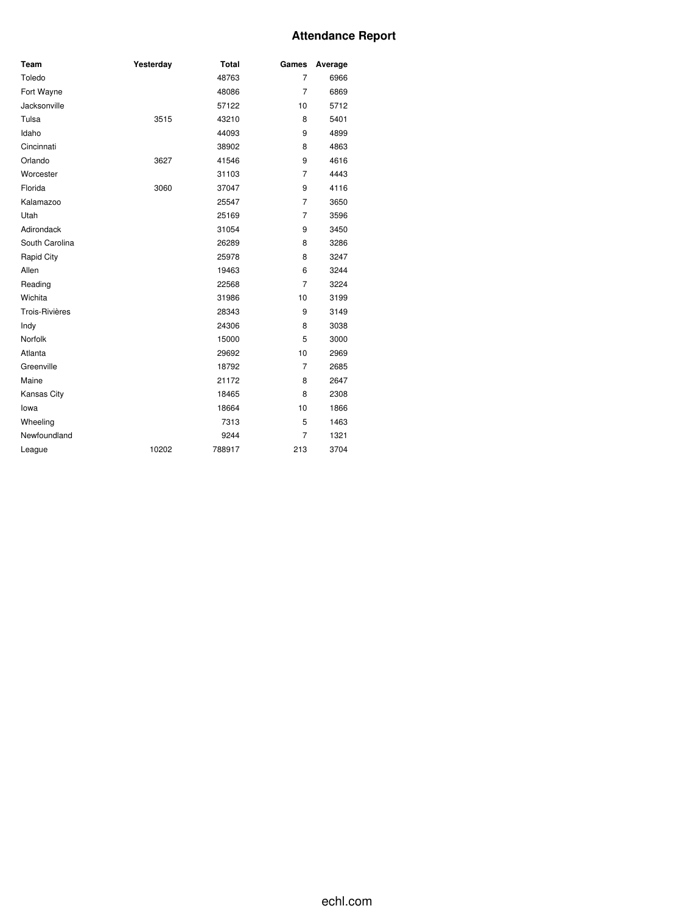# Attendance Report

| Team | Yesterday | Total | Games | Average |
|---|---|---|---|---|
| Toledo | | 48763 | 7 | 6966 |
| Fort Wayne | | 48086 | 7 | 6869 |
| Jacksonville | | 57122 | 10 | 5712 |
| Tulsa | 3515 | 43210 | 8 | 5401 |
| Idaho | | 44093 | 9 | 4899 |
| Cincinnati | | 38902 | 8 | 4863 |
| Orlando | 3627 | 41546 | 9 | 4616 |
| Worcester | | 31103 | 7 | 4443 |
| Florida | 3060 | 37047 | 9 | 4116 |
| Kalamazoo | | 25547 | 7 | 3650 |
| Utah | | 25169 | 7 | 3596 |
| Adirondack | | 31054 | 9 | 3450 |
| South Carolina | | 26289 | 8 | 3286 |
| Rapid City | | 25978 | 8 | 3247 |
| Allen | | 19463 | 6 | 3244 |
| Reading | | 22568 | 7 | 3224 |
| Wichita | | 31986 | 10 | 3199 |
| Trois-Rivières | | 28343 | 9 | 3149 |
| Indy | | 24306 | 8 | 3038 |
| Norfolk | | 15000 | 5 | 3000 |
| Atlanta | | 29692 | 10 | 2969 |
| Greenville | | 18792 | 7 | 2685 |
| Maine | | 21172 | 8 | 2647 |
| Kansas City | | 18465 | 8 | 2308 |
| Iowa | | 18664 | 10 | 1866 |
| Wheeling | | 7313 | 5 | 1463 |
| Newfoundland | | 9244 | 7 | 1321 |
| League | 10202 | 788917 | 213 | 3704 |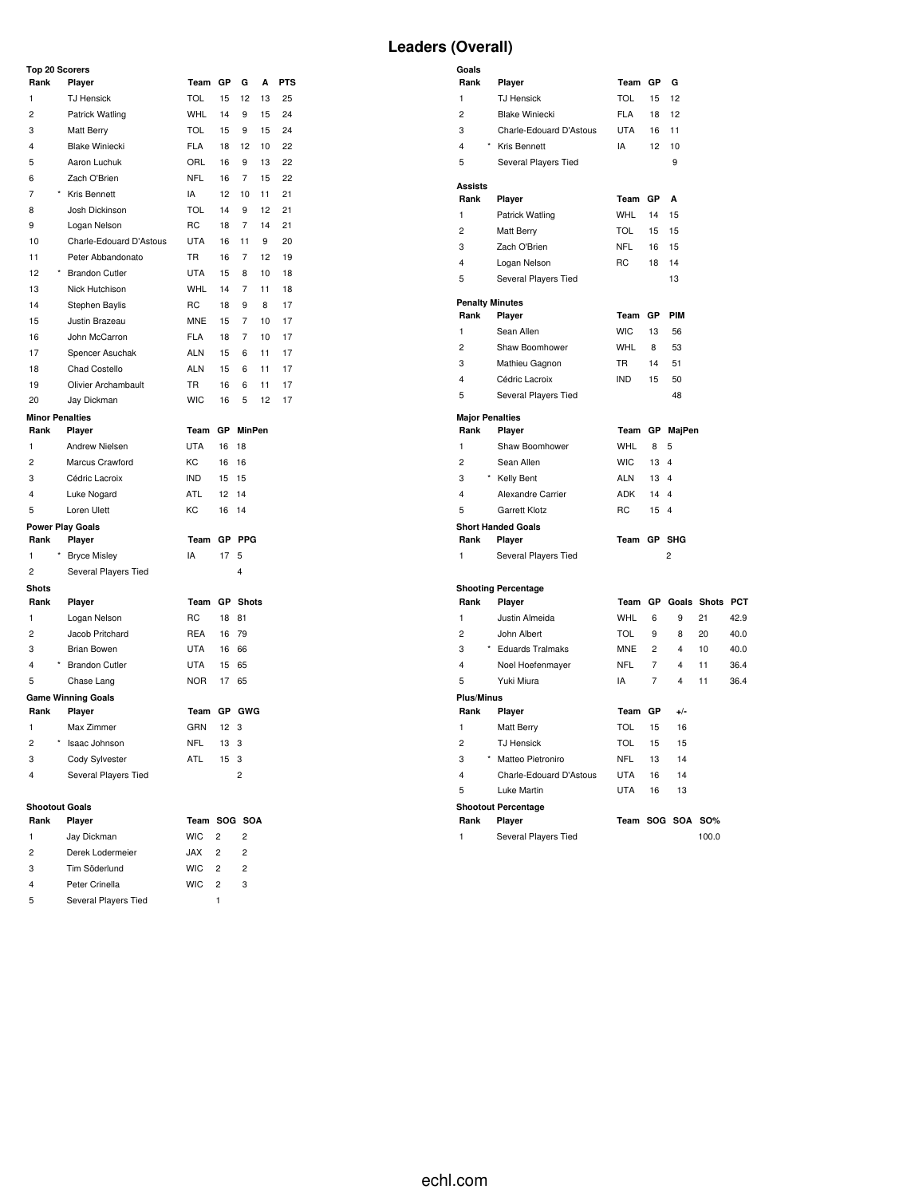# Leaders (Overall)

### Top 20 Scorers

| Rank | | Player | Team | GP | G | A | PTS |
|---|---|---|---|---|---|---|---|
| 1 | | TJ Hensick | TOL | 15 | 12 | 13 | 25 |
| 2 | | Patrick Watling | WHL | 14 | 9 | 15 | 24 |
| 3 | | Matt Berry | TOL | 15 | 9 | 15 | 24 |
| 4 | | Blake Winiecki | FLA | 18 | 12 | 10 | 22 |
| 5 | | Aaron Luchuk | ORL | 16 | 9 | 13 | 22 |
| 6 | | Zach O'Brien | NFL | 16 | 7 | 15 | 22 |
| 7 | * | Kris Bennett | IA | 12 | 10 | 11 | 21 |
| 8 | | Josh Dickinson | TOL | 14 | 9 | 12 | 21 |
| 9 | | Logan Nelson | RC | 18 | 7 | 14 | 21 |
| 10 | | Charle-Edouard D'Astous | UTA | 16 | 11 | 9 | 20 |
| 11 | | Peter Abbandonato | TR | 16 | 7 | 12 | 19 |
| 12 | * | Brandon Cutler | UTA | 15 | 8 | 10 | 18 |
| 13 | | Nick Hutchison | WHL | 14 | 7 | 11 | 18 |
| 14 | | Stephen Baylis | RC | 18 | 9 | 8 | 17 |
| 15 | | Justin Brazeau | MNE | 15 | 7 | 10 | 17 |
| 16 | | John McCarron | FLA | 18 | 7 | 10 | 17 |
| 17 | | Spencer Asuchak | ALN | 15 | 6 | 11 | 17 |
| 18 | | Chad Costello | ALN | 15 | 6 | 11 | 17 |
| 19 | | Olivier Archambault | TR | 16 | 6 | 11 | 17 |
| 20 | | Jay Dickman | WIC | 16 | 5 | 12 | 17 |

### Goals

| Rank | | Player | Team | GP | G |
|---|---|---|---|---|---|
| 1 | | TJ Hensick | TOL | 15 | 12 |
| 2 | | Blake Winiecki | FLA | 18 | 12 |
| 3 | | Charle-Edouard D'Astous | UTA | 16 | 11 |
| 4 | * | Kris Bennett | IA | 12 | 10 |
| 5 | | Several Players Tied | | | 9 |

### Assists

| Rank | Player | Team | GP | A |
|---|---|---|---|---|
| 1 | Patrick Watling | WHL | 14 | 15 |
| 2 | Matt Berry | TOL | 15 | 15 |
| 3 | Zach O'Brien | NFL | 16 | 15 |
| 4 | Logan Nelson | RC | 18 | 14 |
| 5 | Several Players Tied | | | 13 |

### Penalty Minutes

| Rank | Player | Team | GP | PIM |
|---|---|---|---|---|
| 1 | Sean Allen | WIC | 13 | 56 |
| 2 | Shaw Boomhower | WHL | 8 | 53 |
| 3 | Mathieu Gagnon | TR | 14 | 51 |
| 4 | Cédric Lacroix | IND | 15 | 50 |
| 5 | Several Players Tied | | | 48 |

### Minor Penalties

| Rank | Player | Team | GP | MinPen |
|---|---|---|---|---|
| 1 | Andrew Nielsen | UTA | 16 | 18 |
| 2 | Marcus Crawford | KC | 16 | 16 |
| 3 | Cédric Lacroix | IND | 15 | 15 |
| 4 | Luke Nogard | ATL | 12 | 14 |
| 5 | Loren Ulett | KC | 16 | 14 |

### Major Penalties

| Rank | | Player | Team | GP | MajPen |
|---|---|---|---|---|---|
| 1 | | Shaw Boomhower | WHL | 8 | 5 |
| 2 | | Sean Allen | WIC | 13 | 4 |
| 3 | * | Kelly Bent | ALN | 13 | 4 |
| 4 | | Alexandre Carrier | ADK | 14 | 4 |
| 5 | | Garrett Klotz | RC | 15 | 4 |

### Power Play Goals

| Rank | | Player | Team | GP | PPG |
|---|---|---|---|---|---|
| 1 | * | Bryce Misley | IA | 17 | 5 |
| 2 | | Several Players Tied | | | 4 |

### Short Handed Goals

| Rank | Player | Team | GP | SHG |
|---|---|---|---|---|
| 1 | Several Players Tied | | | 2 |

### Shots

| Rank | | Player | Team | GP | Shots |
|---|---|---|---|---|---|
| 1 | | Logan Nelson | RC | 18 | 81 |
| 2 | | Jacob Pritchard | REA | 16 | 79 |
| 3 | | Brian Bowen | UTA | 16 | 66 |
| 4 | * | Brandon Cutler | UTA | 15 | 65 |
| 5 | | Chase Lang | NOR | 17 | 65 |

### Shooting Percentage

| Rank | | Player | Team | GP | Goals | Shots | PCT |
|---|---|---|---|---|---|---|---|
| 1 | | Justin Almeida | WHL | 6 | 9 | 21 | 42.9 |
| 2 | | John Albert | TOL | 9 | 8 | 20 | 40.0 |
| 3 | * | Eduards Tralmaks | MNE | 2 | 4 | 10 | 40.0 |
| 4 | | Noel Hoefenmayer | NFL | 7 | 4 | 11 | 36.4 |
| 5 | | Yuki Miura | IA | 7 | 4 | 11 | 36.4 |

### Game Winning Goals

| Rank | | Player | Team | GP | GWG |
|---|---|---|---|---|---|
| 1 | | Max Zimmer | GRN | 12 | 3 |
| 2 | * | Isaac Johnson | NFL | 13 | 3 |
| 3 | | Cody Sylvester | ATL | 15 | 3 |
| 4 | | Several Players Tied | | | 2 |

### Plus/Minus

| Rank | | Player | Team | GP | +/- |
|---|---|---|---|---|---|
| 1 | | Matt Berry | TOL | 15 | 16 |
| 2 | | TJ Hensick | TOL | 15 | 15 |
| 3 | * | Matteo Pietroniro | NFL | 13 | 14 |
| 4 | | Charle-Edouard D'Astous | UTA | 16 | 14 |
| 5 | | Luke Martin | UTA | 16 | 13 |

### Shootout Goals

| Rank | Player | Team | SOG | SOA |
|---|---|---|---|---|
| 1 | Jay Dickman | WIC | 2 | 2 |
| 2 | Derek Lodermeier | JAX | 2 | 2 |
| 3 | Tim Söderlund | WIC | 2 | 2 |
| 4 | Peter Crinella | WIC | 2 | 3 |
| 5 | Several Players Tied | | 1 | |

### Shootout Percentage

| Rank | Player | Team | SOG | SOA | SO% |
|---|---|---|---|---|---|
| 1 | Several Players Tied | | | | 100.0 |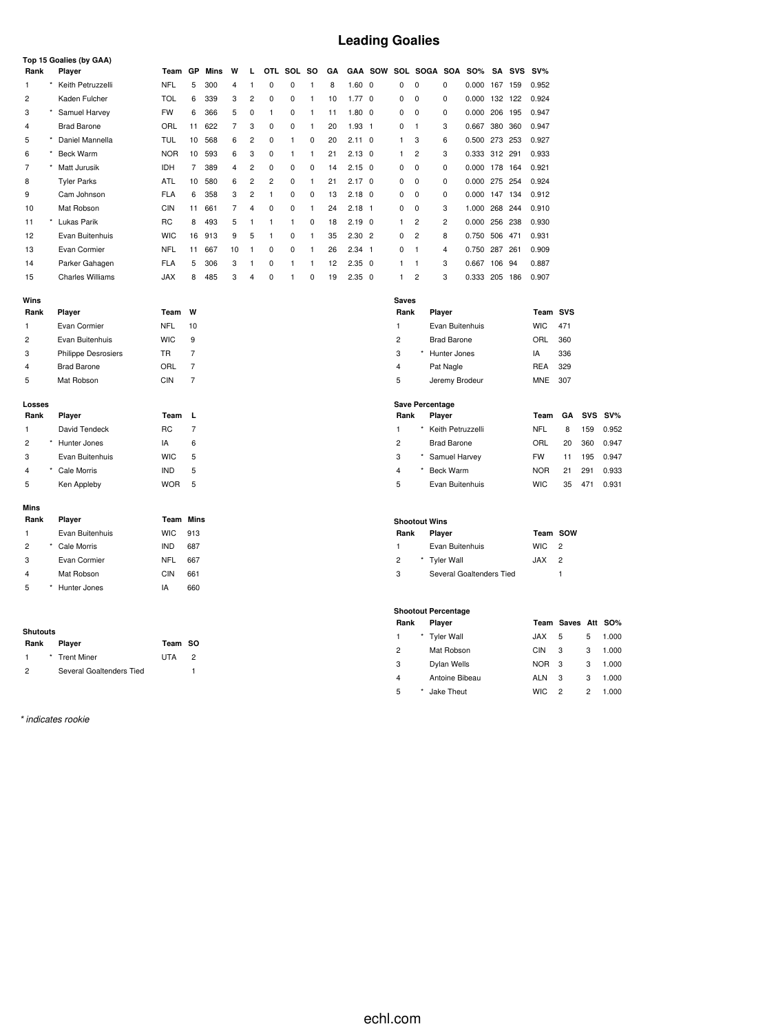# Leading Goalies

### Top 15 Goalies (by GAA)

| Rank | | Player | Team | GP | Mins | W | L | OTL | SOL | SO | GA | GAA | SOW | SOL | SOGA | SOA | SO% | SA | SVS | SV% |
|---|---|---|---|---|---|---|---|---|---|---|---|---|---|---|---|---|---|---|---|---|
| 1 | * | Keith Petruzzelli | NFL | 5 | 300 | 4 | 1 | 0 | 0 | 1 | 8 | 1.60 | 0 | 0 | 0 | 0 | 0.000 | 167 | 159 | 0.952 |
| 2 | | Kaden Fulcher | TOL | 6 | 339 | 3 | 2 | 0 | 0 | 1 | 10 | 1.77 | 0 | 0 | 0 | 0 | 0.000 | 132 | 122 | 0.924 |
| 3 | * | Samuel Harvey | FW | 6 | 366 | 5 | 0 | 1 | 0 | 1 | 11 | 1.80 | 0 | 0 | 0 | 0 | 0.000 | 206 | 195 | 0.947 |
| 4 | | Brad Barone | ORL | 11 | 622 | 7 | 3 | 0 | 0 | 1 | 20 | 1.93 | 1 | 0 | 1 | 3 | 0.667 | 380 | 360 | 0.947 |
| 5 | * | Daniel Mannella | TUL | 10 | 568 | 6 | 2 | 0 | 1 | 0 | 20 | 2.11 | 0 | 1 | 3 | 6 | 0.500 | 273 | 253 | 0.927 |
| 6 | * | Beck Warm | NOR | 10 | 593 | 6 | 3 | 0 | 1 | 1 | 21 | 2.13 | 0 | 1 | 2 | 3 | 0.333 | 312 | 291 | 0.933 |
| 7 | * | Matt Jurusik | IDH | 7 | 389 | 4 | 2 | 0 | 0 | 0 | 14 | 2.15 | 0 | 0 | 0 | 0 | 0.000 | 178 | 164 | 0.921 |
| 8 | | Tyler Parks | ATL | 10 | 580 | 6 | 2 | 2 | 0 | 1 | 21 | 2.17 | 0 | 0 | 0 | 0 | 0.000 | 275 | 254 | 0.924 |
| 9 | | Cam Johnson | FLA | 6 | 358 | 3 | 2 | 1 | 0 | 0 | 13 | 2.18 | 0 | 0 | 0 | 0 | 0.000 | 147 | 134 | 0.912 |
| 10 | | Mat Robson | CIN | 11 | 661 | 7 | 4 | 0 | 0 | 1 | 24 | 2.18 | 1 | 0 | 0 | 3 | 1.000 | 268 | 244 | 0.910 |
| 11 | * | Lukas Parik | RC | 8 | 493 | 5 | 1 | 1 | 1 | 0 | 18 | 2.19 | 0 | 1 | 2 | 2 | 0.000 | 256 | 238 | 0.930 |
| 12 | | Evan Buitenhuis | WIC | 16 | 913 | 9 | 5 | 1 | 0 | 1 | 35 | 2.30 | 2 | 0 | 2 | 8 | 0.750 | 506 | 471 | 0.931 |
| 13 | | Evan Cormier | NFL | 11 | 667 | 10 | 1 | 0 | 0 | 1 | 26 | 2.34 | 1 | 0 | 1 | 4 | 0.750 | 287 | 261 | 0.909 |
| 14 | | Parker Gahagen | FLA | 5 | 306 | 3 | 1 | 0 | 1 | 1 | 12 | 2.35 | 0 | 1 | 1 | 3 | 0.667 | 106 | 94 | 0.887 |
| 15 | | Charles Williams | JAX | 8 | 485 | 3 | 4 | 0 | 1 | 0 | 19 | 2.35 | 0 | 1 | 2 | 3 | 0.333 | 205 | 186 | 0.907 |

### Wins

| Rank | | Player | Team | W |
|---|---|---|---|---|
| 1 | | Evan Cormier | NFL | 10 |
| 2 | | Evan Buitenhuis | WIC | 9 |
| 3 | | Philippe Desrosiers | TR | 7 |
| 4 | | Brad Barone | ORL | 7 |
| 5 | | Mat Robson | CIN | 7 |

### Saves

| Rank | | Player | Team | SVS |
|---|---|---|---|---|
| 1 | | Evan Buitenhuis | WIC | 471 |
| 2 | | Brad Barone | ORL | 360 |
| 3 | * | Hunter Jones | IA | 336 |
| 4 | | Pat Nagle | REA | 329 |
| 5 | | Jeremy Brodeur | MNE | 307 |

### Losses

| Rank | | Player | Team | L |
|---|---|---|---|---|
| 1 | | David Tendeck | RC | 7 |
| 2 | * | Hunter Jones | IA | 6 |
| 3 | | Evan Buitenhuis | WIC | 5 |
| 4 | * | Cale Morris | IND | 5 |
| 5 | | Ken Appleby | WOR | 5 |

### Save Percentage

| Rank | | Player | Team | GA | SVS | SV% |
|---|---|---|---|---|---|---|
| 1 | * | Keith Petruzzelli | NFL | 8 | 159 | 0.952 |
| 2 | | Brad Barone | ORL | 20 | 360 | 0.947 |
| 3 | * | Samuel Harvey | FW | 11 | 195 | 0.947 |
| 4 | * | Beck Warm | NOR | 21 | 291 | 0.933 |
| 5 | | Evan Buitenhuis | WIC | 35 | 471 | 0.931 |

### Mins

| Rank | | Player | Team | Mins |
|---|---|---|---|---|
| 1 | | Evan Buitenhuis | WIC | 913 |
| 2 | * | Cale Morris | IND | 687 |
| 3 | | Evan Cormier | NFL | 667 |
| 4 | | Mat Robson | CIN | 661 |
| 5 | * | Hunter Jones | IA | 660 |

### Shootout Wins

| Rank | | Player | Team | SOW |
|---|---|---|---|---|
| 1 | | Evan Buitenhuis | WIC | 2 |
| 2 | * | Tyler Wall | JAX | 2 |
| 3 | | Several Goaltenders Tied | | 1 |

### Shutouts

| Rank | | Player | Team | SO |
|---|---|---|---|---|
| 1 | * | Trent Miner | UTA | 2 |
| 2 | | Several Goaltenders Tied | | 1 |

### Shootout Percentage

| Rank | | Player | Team | Saves | Att | SO% |
|---|---|---|---|---|---|---|
| 1 | * | Tyler Wall | JAX | 5 | 5 | 1.000 |
| 2 | | Mat Robson | CIN | 3 | 3 | 1.000 |
| 3 | | Dylan Wells | NOR | 3 | 3 | 1.000 |
| 4 | | Antoine Bibeau | ALN | 3 | 3 | 1.000 |
| 5 | * | Jake Theut | WIC | 2 | 2 | 1.000 |

*\* indicates rookie*

echl.com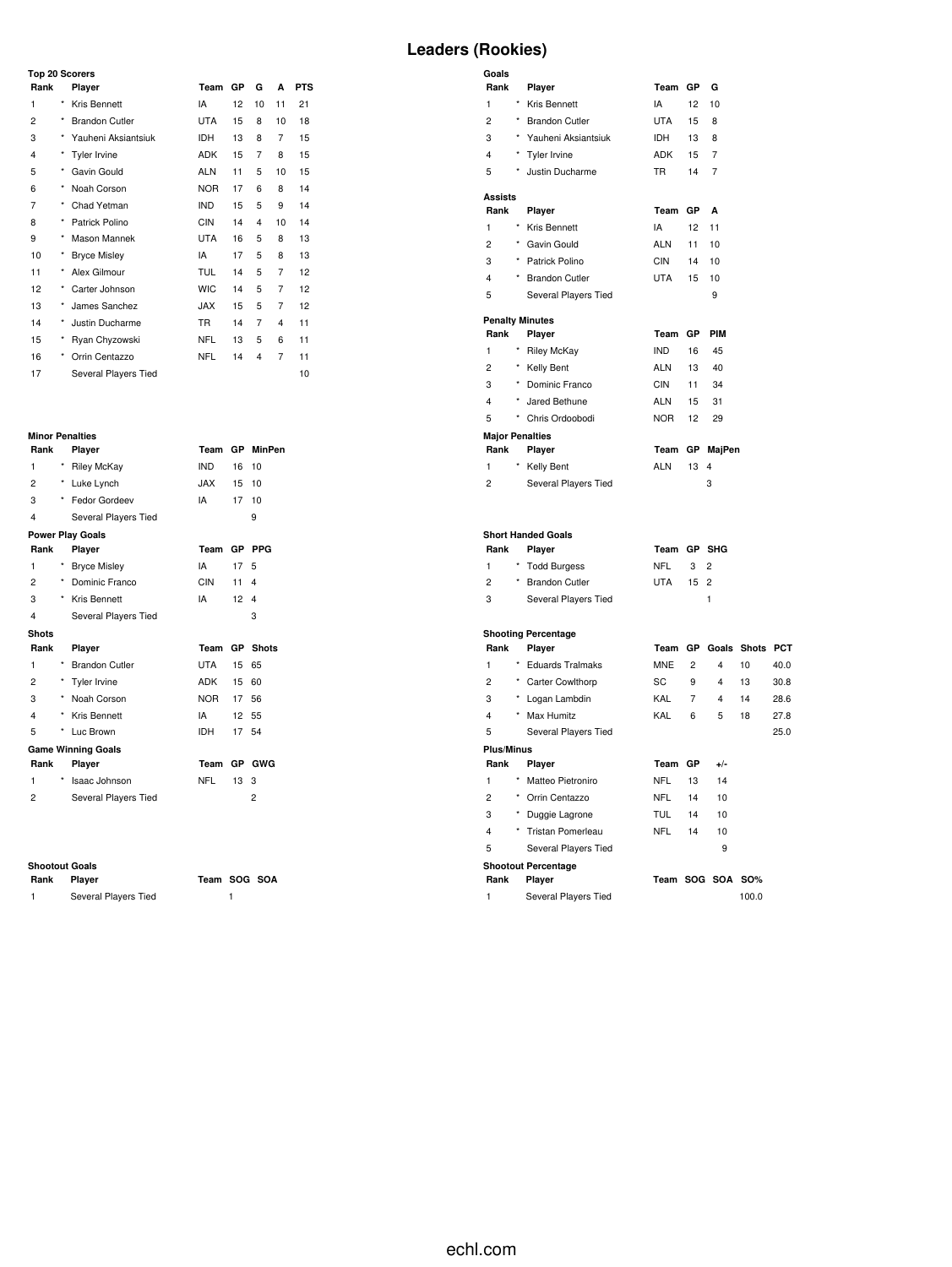# Leaders (Rookies)

### Top 20 Scorers

| Rank | | Player | Team | GP | G | A | PTS |
|---|---|---|---|---|---|---|---|
| 1 | * | Kris Bennett | IA | 12 | 10 | 11 | 21 |
| 2 | * | Brandon Cutler | UTA | 15 | 8 | 10 | 18 |
| 3 | * | Yauheni Aksiantsiuk | IDH | 13 | 8 | 7 | 15 |
| 4 | * | Tyler Irvine | ADK | 15 | 7 | 8 | 15 |
| 5 | * | Gavin Gould | ALN | 11 | 5 | 10 | 15 |
| 6 | * | Noah Corson | NOR | 17 | 6 | 8 | 14 |
| 7 | * | Chad Yetman | IND | 15 | 5 | 9 | 14 |
| 8 | * | Patrick Polino | CIN | 14 | 4 | 10 | 14 |
| 9 | * | Mason Mannek | UTA | 16 | 5 | 8 | 13 |
| 10 | * | Bryce Misley | IA | 17 | 5 | 8 | 13 |
| 11 | * | Alex Gilmour | TUL | 14 | 5 | 7 | 12 |
| 12 | * | Carter Johnson | WIC | 14 | 5 | 7 | 12 |
| 13 | * | James Sanchez | JAX | 15 | 5 | 7 | 12 |
| 14 | * | Justin Ducharme | TR | 14 | 7 | 4 | 11 |
| 15 | * | Ryan Chyzowski | NFL | 13 | 5 | 6 | 11 |
| 16 | * | Orrin Centazzo | NFL | 14 | 4 | 7 | 11 |
| 17 | | Several Players Tied | | | | | 10 |

### Goals

| Rank | | Player | Team | GP | G |
|---|---|---|---|---|---|
| 1 | * | Kris Bennett | IA | 12 | 10 |
| 2 | * | Brandon Cutler | UTA | 15 | 8 |
| 3 | * | Yauheni Aksiantsiuk | IDH | 13 | 8 |
| 4 | * | Tyler Irvine | ADK | 15 | 7 |
| 5 | * | Justin Ducharme | TR | 14 | 7 |

### Assists

| Rank | | Player | Team | GP | A |
|---|---|---|---|---|---|
| 1 | * | Kris Bennett | IA | 12 | 11 |
| 2 | * | Gavin Gould | ALN | 11 | 10 |
| 3 | * | Patrick Polino | CIN | 14 | 10 |
| 4 | * | Brandon Cutler | UTA | 15 | 10 |
| 5 | | Several Players Tied | | | 9 |

### Penalty Minutes

| Rank | | Player | Team | GP | PIM |
|---|---|---|---|---|---|
| 1 | * | Riley McKay | IND | 16 | 45 |
| 2 | * | Kelly Bent | ALN | 13 | 40 |
| 3 | * | Dominic Franco | CIN | 11 | 34 |
| 4 | * | Jared Bethune | ALN | 15 | 31 |
| 5 | * | Chris Ordoobodi | NOR | 12 | 29 |

### Minor Penalties

| Rank | | Player | Team | GP | MinPen |
|---|---|---|---|---|---|
| 1 | * | Riley McKay | IND | 16 | 10 |
| 2 | * | Luke Lynch | JAX | 15 | 10 |
| 3 | * | Fedor Gordeev | IA | 17 | 10 |
| 4 | | Several Players Tied | | | 9 |

### Major Penalties

| Rank | | Player | Team | GP | MajPen |
|---|---|---|---|---|---|
| 1 | * | Kelly Bent | ALN | 13 | 4 |
| 2 | | Several Players Tied | | | 3 |

### Power Play Goals

| Rank | | Player | Team | GP | PPG |
|---|---|---|---|---|---|
| 1 | * | Bryce Misley | IA | 17 | 5 |
| 2 | * | Dominic Franco | CIN | 11 | 4 |
| 3 | * | Kris Bennett | IA | 12 | 4 |
| 4 | | Several Players Tied | | | 3 |

### Short Handed Goals

| Rank | | Player | Team | GP | SHG |
|---|---|---|---|---|---|
| 1 | * | Todd Burgess | NFL | 3 | 2 |
| 2 | * | Brandon Cutler | UTA | 15 | 2 |
| 3 | | Several Players Tied | | | 1 |

### Shots

| Rank | | Player | Team | GP | Shots |
|---|---|---|---|---|---|
| 1 | * | Brandon Cutler | UTA | 15 | 65 |
| 2 | * | Tyler Irvine | ADK | 15 | 60 |
| 3 | * | Noah Corson | NOR | 17 | 56 |
| 4 | * | Kris Bennett | IA | 12 | 55 |
| 5 | * | Luc Brown | IDH | 17 | 54 |

### Shooting Percentage

| Rank | | Player | Team | GP | Goals | Shots | PCT |
|---|---|---|---|---|---|---|---|
| 1 | * | Eduards Tralmaks | MNE | 2 | 4 | 10 | 40.0 |
| 2 | * | Carter Cowlthorp | SC | 9 | 4 | 13 | 30.8 |
| 3 | * | Logan Lambdin | KAL | 7 | 4 | 14 | 28.6 |
| 4 | * | Max Humitz | KAL | 6 | 5 | 18 | 27.8 |
| 5 | | Several Players Tied | | | | | 25.0 |

### Game Winning Goals

| Rank | | Player | Team | GP | GWG |
|---|---|---|---|---|---|
| 1 | * | Isaac Johnson | NFL | 13 | 3 |
| 2 | | Several Players Tied | | | 2 |

### Plus/Minus

| Rank | | Player | Team | GP | +/- |
|---|---|---|---|---|---|
| 1 | * | Matteo Pietroniro | NFL | 13 | 14 |
| 2 | * | Orrin Centazzo | NFL | 14 | 10 |
| 3 | * | Duggie Lagrone | TUL | 14 | 10 |
| 4 | * | Tristan Pomerleau | NFL | 14 | 10 |
| 5 | | Several Players Tied | | | 9 |

### Shootout Goals

| Rank | Player | Team | SOG | SOA |
|---|---|---|---|---|
| 1 | Several Players Tied | | 1 | |

### Shootout Percentage

| Rank | Player | Team | SOG | SOA | SO% |
|---|---|---|---|---|---|
| 1 | Several Players Tied | | | | 100.0 |

echl.com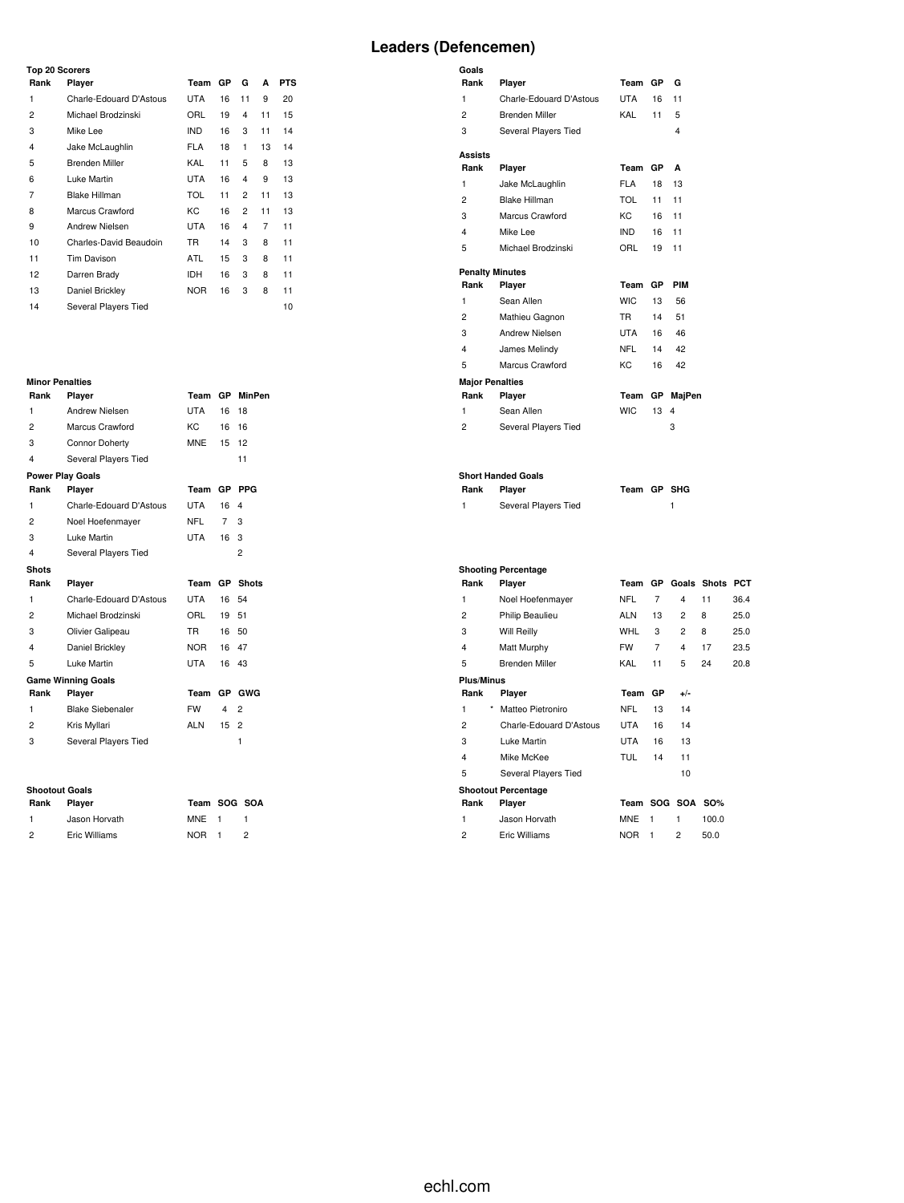# Leaders (Defencemen)

**Top 20 Scorers**

| Rank | Player | Team | GP | G | A | PTS |
|---|---|---|---|---|---|---|
| 1 | Charle-Edouard D'Astous | UTA | 16 | 11 | 9 | 20 |
| 2 | Michael Brodzinski | ORL | 19 | 4 | 11 | 15 |
| 3 | Mike Lee | IND | 16 | 3 | 11 | 14 |
| 4 | Jake McLaughlin | FLA | 18 | 1 | 13 | 14 |
| 5 | Brenden Miller | KAL | 11 | 5 | 8 | 13 |
| 6 | Luke Martin | UTA | 16 | 4 | 9 | 13 |
| 7 | Blake Hillman | TOL | 11 | 2 | 11 | 13 |
| 8 | Marcus Crawford | KC | 16 | 2 | 11 | 13 |
| 9 | Andrew Nielsen | UTA | 16 | 4 | 7 | 11 |
| 10 | Charles-David Beaudoin | TR | 14 | 3 | 8 | 11 |
| 11 | Tim Davison | ATL | 15 | 3 | 8 | 11 |
| 12 | Darren Brady | IDH | 16 | 3 | 8 | 11 |
| 13 | Daniel Brickley | NOR | 16 | 3 | 8 | 11 |
| 14 | Several Players Tied | | | | | 10 |

**Goals**

| Rank | Player | Team | GP | G |
|---|---|---|---|---|
| 1 | Charle-Edouard D'Astous | UTA | 16 | 11 |
| 2 | Brenden Miller | KAL | 11 | 5 |
| 3 | Several Players Tied | | | 4 |

**Assists**

| Rank | Player | Team | GP | A |
|---|---|---|---|---|
| 1 | Jake McLaughlin | FLA | 18 | 13 |
| 2 | Blake Hillman | TOL | 11 | 11 |
| 3 | Marcus Crawford | KC | 16 | 11 |
| 4 | Mike Lee | IND | 16 | 11 |
| 5 | Michael Brodzinski | ORL | 19 | 11 |

**Penalty Minutes**

| Rank | Player | Team | GP | PIM |
|---|---|---|---|---|
| 1 | Sean Allen | WIC | 13 | 56 |
| 2 | Mathieu Gagnon | TR | 14 | 51 |
| 3 | Andrew Nielsen | UTA | 16 | 46 |
| 4 | James Melindy | NFL | 14 | 42 |
| 5 | Marcus Crawford | KC | 16 | 42 |

**Minor Penalties**

| Rank | Player | Team | GP | MinPen |
|---|---|---|---|---|
| 1 | Andrew Nielsen | UTA | 16 | 18 |
| 2 | Marcus Crawford | KC | 16 | 16 |
| 3 | Connor Doherty | MNE | 15 | 12 |
| 4 | Several Players Tied | | | 11 |

**Major Penalties**

| Rank | Player | Team | GP | MajPen |
|---|---|---|---|---|
| 1 | Sean Allen | WIC | 13 | 4 |
| 2 | Several Players Tied | | | 3 |

**Power Play Goals**

| Rank | Player | Team | GP | PPG |
|---|---|---|---|---|
| 1 | Charle-Edouard D'Astous | UTA | 16 | 4 |
| 2 | Noel Hoefenmayer | NFL | 7 | 3 |
| 3 | Luke Martin | UTA | 16 | 3 |
| 4 | Several Players Tied | | | 2 |

**Short Handed Goals**

| Rank | Player | Team | GP | SHG |
|---|---|---|---|---|
| 1 | Several Players Tied | | | 1 |

**Shots**

| Rank | Player | Team | GP | Shots |
|---|---|---|---|---|
| 1 | Charle-Edouard D'Astous | UTA | 16 | 54 |
| 2 | Michael Brodzinski | ORL | 19 | 51 |
| 3 | Olivier Galipeau | TR | 16 | 50 |
| 4 | Daniel Brickley | NOR | 16 | 47 |
| 5 | Luke Martin | UTA | 16 | 43 |

**Shooting Percentage**

| Rank | Player | Team | GP | Goals | Shots | PCT |
|---|---|---|---|---|---|---|
| 1 | Noel Hoefenmayer | NFL | 7 | 4 | 11 | 36.4 |
| 2 | Philip Beaulieu | ALN | 13 | 2 | 8 | 25.0 |
| 3 | Will Reilly | WHL | 3 | 2 | 8 | 25.0 |
| 4 | Matt Murphy | FW | 7 | 4 | 17 | 23.5 |
| 5 | Brenden Miller | KAL | 11 | 5 | 24 | 20.8 |

**Game Winning Goals**

| Rank | Player | Team | GP | GWG |
|---|---|---|---|---|
| 1 | Blake Siebenaler | FW | 4 | 2 |
| 2 | Kris Myllari | ALN | 15 | 2 |
| 3 | Several Players Tied | | | 1 |

**Plus/Minus**

| Rank | | Player | Team | GP | +/- |
|---|---|---|---|---|---|
| 1 | * | Matteo Pietroniro | NFL | 13 | 14 |
| 2 | | Charle-Edouard D'Astous | UTA | 16 | 14 |
| 3 | | Luke Martin | UTA | 16 | 13 |
| 4 | | Mike McKee | TUL | 14 | 11 |
| 5 | | Several Players Tied | | | 10 |

**Shootout Goals**

| Rank | Player | Team | SOG | SOA |
|---|---|---|---|---|
| 1 | Jason Horvath | MNE | 1 | 1 |
| 2 | Eric Williams | NOR | 1 | 2 |

**Shootout Percentage**

| Rank | Player | Team | SOG | SOA | SO% |
|---|---|---|---|---|---|
| 1 | Jason Horvath | MNE | 1 | 1 | 100.0 |
| 2 | Eric Williams | NOR | 1 | 2 | 50.0 |

echl.com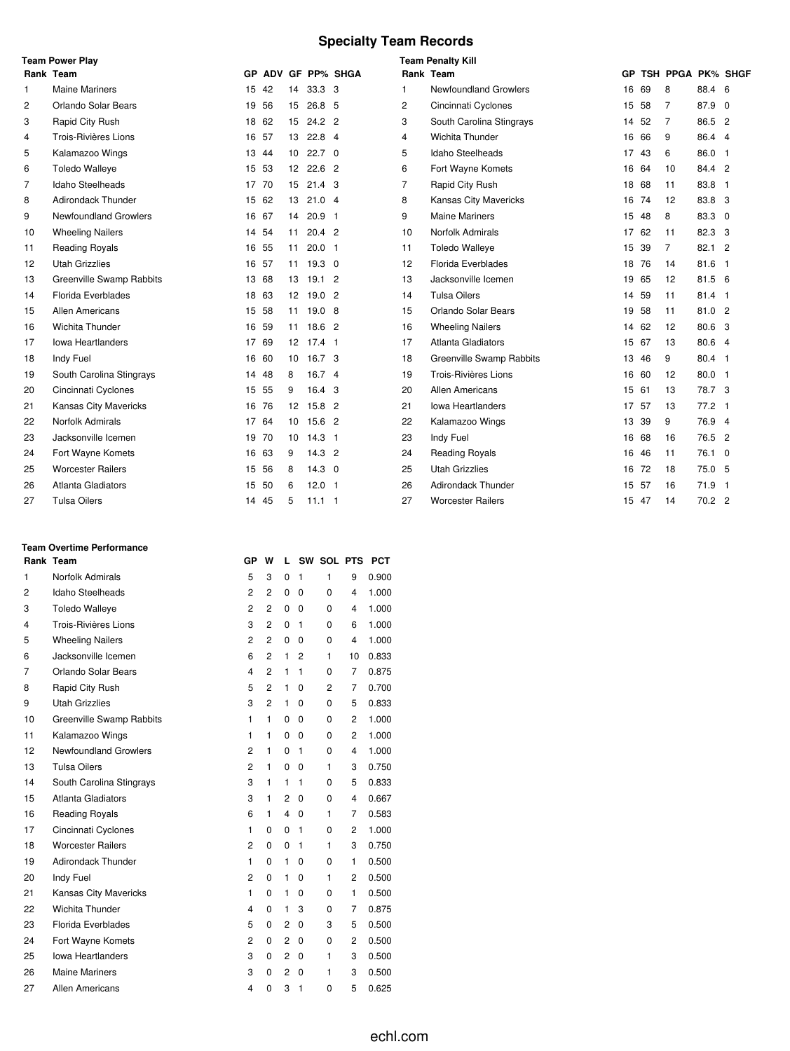# Specialty Team Records

### Team Power Play

| Rank | Team | GP | ADV | GF | PP% | SHGA |
|---|---|---|---|---|---|---|
| 1 | Maine Mariners | 15 | 42 | 14 | 33.3 | 3 |
| 2 | Orlando Solar Bears | 19 | 56 | 15 | 26.8 | 5 |
| 3 | Rapid City Rush | 18 | 62 | 15 | 24.2 | 2 |
| 4 | Trois-Rivières Lions | 16 | 57 | 13 | 22.8 | 4 |
| 5 | Kalamazoo Wings | 13 | 44 | 10 | 22.7 | 0 |
| 6 | Toledo Walleye | 15 | 53 | 12 | 22.6 | 2 |
| 7 | Idaho Steelheads | 17 | 70 | 15 | 21.4 | 3 |
| 8 | Adirondack Thunder | 15 | 62 | 13 | 21.0 | 4 |
| 9 | Newfoundland Growlers | 16 | 67 | 14 | 20.9 | 1 |
| 10 | Wheeling Nailers | 14 | 54 | 11 | 20.4 | 2 |
| 11 | Reading Royals | 16 | 55 | 11 | 20.0 | 1 |
| 12 | Utah Grizzlies | 16 | 57 | 11 | 19.3 | 0 |
| 13 | Greenville Swamp Rabbits | 13 | 68 | 13 | 19.1 | 2 |
| 14 | Florida Everblades | 18 | 63 | 12 | 19.0 | 2 |
| 15 | Allen Americans | 15 | 58 | 11 | 19.0 | 8 |
| 16 | Wichita Thunder | 16 | 59 | 11 | 18.6 | 2 |
| 17 | Iowa Heartlanders | 17 | 69 | 12 | 17.4 | 1 |
| 18 | Indy Fuel | 16 | 60 | 10 | 16.7 | 3 |
| 19 | South Carolina Stingrays | 14 | 48 | 8 | 16.7 | 4 |
| 20 | Cincinnati Cyclones | 15 | 55 | 9 | 16.4 | 3 |
| 21 | Kansas City Mavericks | 16 | 76 | 12 | 15.8 | 2 |
| 22 | Norfolk Admirals | 17 | 64 | 10 | 15.6 | 2 |
| 23 | Jacksonville Icemen | 19 | 70 | 10 | 14.3 | 1 |
| 24 | Fort Wayne Komets | 16 | 63 | 9 | 14.3 | 2 |
| 25 | Worcester Railers | 15 | 56 | 8 | 14.3 | 0 |
| 26 | Atlanta Gladiators | 15 | 50 | 6 | 12.0 | 1 |
| 27 | Tulsa Oilers | 14 | 45 | 5 | 11.1 | 1 |

### Team Penalty Kill

| Rank | Team | GP | TSH | PPGA | PK% | SHGF |
|---|---|---|---|---|---|---|
| 1 | Newfoundland Growlers | 16 | 69 | 8 | 88.4 | 6 |
| 2 | Cincinnati Cyclones | 15 | 58 | 7 | 87.9 | 0 |
| 3 | South Carolina Stingrays | 14 | 52 | 7 | 86.5 | 2 |
| 4 | Wichita Thunder | 16 | 66 | 9 | 86.4 | 4 |
| 5 | Idaho Steelheads | 17 | 43 | 6 | 86.0 | 1 |
| 6 | Fort Wayne Komets | 16 | 64 | 10 | 84.4 | 2 |
| 7 | Rapid City Rush | 18 | 68 | 11 | 83.8 | 1 |
| 8 | Kansas City Mavericks | 16 | 74 | 12 | 83.8 | 3 |
| 9 | Maine Mariners | 15 | 48 | 8 | 83.3 | 0 |
| 10 | Norfolk Admirals | 17 | 62 | 11 | 82.3 | 3 |
| 11 | Toledo Walleye | 15 | 39 | 7 | 82.1 | 2 |
| 12 | Florida Everblades | 18 | 76 | 14 | 81.6 | 1 |
| 13 | Jacksonville Icemen | 19 | 65 | 12 | 81.5 | 6 |
| 14 | Tulsa Oilers | 14 | 59 | 11 | 81.4 | 1 |
| 15 | Orlando Solar Bears | 19 | 58 | 11 | 81.0 | 2 |
| 16 | Wheeling Nailers | 14 | 62 | 12 | 80.6 | 3 |
| 17 | Atlanta Gladiators | 15 | 67 | 13 | 80.6 | 4 |
| 18 | Greenville Swamp Rabbits | 13 | 46 | 9 | 80.4 | 1 |
| 19 | Trois-Rivières Lions | 16 | 60 | 12 | 80.0 | 1 |
| 20 | Allen Americans | 15 | 61 | 13 | 78.7 | 3 |
| 21 | Iowa Heartlanders | 17 | 57 | 13 | 77.2 | 1 |
| 22 | Kalamazoo Wings | 13 | 39 | 9 | 76.9 | 4 |
| 23 | Indy Fuel | 16 | 68 | 16 | 76.5 | 2 |
| 24 | Reading Royals | 16 | 46 | 11 | 76.1 | 0 |
| 25 | Utah Grizzlies | 16 | 72 | 18 | 75.0 | 5 |
| 26 | Adirondack Thunder | 15 | 57 | 16 | 71.9 | 1 |
| 27 | Worcester Railers | 15 | 47 | 14 | 70.2 | 2 |

### Team Overtime Performance

| Rank | Team | GP | W | L | SW | SOL | PTS | PCT |
|---|---|---|---|---|---|---|---|---|
| 1 | Norfolk Admirals | 5 | 3 | 0 | 1 | 1 | 9 | 0.900 |
| 2 | Idaho Steelheads | 2 | 2 | 0 | 0 | 0 | 4 | 1.000 |
| 3 | Toledo Walleye | 2 | 2 | 0 | 0 | 0 | 4 | 1.000 |
| 4 | Trois-Rivières Lions | 3 | 2 | 0 | 1 | 0 | 6 | 1.000 |
| 5 | Wheeling Nailers | 2 | 2 | 0 | 0 | 0 | 4 | 1.000 |
| 6 | Jacksonville Icemen | 6 | 2 | 1 | 2 | 1 | 10 | 0.833 |
| 7 | Orlando Solar Bears | 4 | 2 | 1 | 1 | 0 | 7 | 0.875 |
| 8 | Rapid City Rush | 5 | 2 | 1 | 0 | 2 | 7 | 0.700 |
| 9 | Utah Grizzlies | 3 | 2 | 1 | 0 | 0 | 5 | 0.833 |
| 10 | Greenville Swamp Rabbits | 1 | 1 | 0 | 0 | 0 | 2 | 1.000 |
| 11 | Kalamazoo Wings | 1 | 1 | 0 | 0 | 0 | 2 | 1.000 |
| 12 | Newfoundland Growlers | 2 | 1 | 0 | 1 | 0 | 4 | 1.000 |
| 13 | Tulsa Oilers | 2 | 1 | 0 | 0 | 1 | 3 | 0.750 |
| 14 | South Carolina Stingrays | 3 | 1 | 1 | 1 | 0 | 5 | 0.833 |
| 15 | Atlanta Gladiators | 3 | 1 | 2 | 0 | 0 | 4 | 0.667 |
| 16 | Reading Royals | 6 | 1 | 4 | 0 | 1 | 7 | 0.583 |
| 17 | Cincinnati Cyclones | 1 | 0 | 0 | 1 | 0 | 2 | 1.000 |
| 18 | Worcester Railers | 2 | 0 | 0 | 1 | 1 | 3 | 0.750 |
| 19 | Adirondack Thunder | 1 | 0 | 1 | 0 | 0 | 1 | 0.500 |
| 20 | Indy Fuel | 2 | 0 | 1 | 0 | 1 | 2 | 0.500 |
| 21 | Kansas City Mavericks | 1 | 0 | 1 | 0 | 0 | 1 | 0.500 |
| 22 | Wichita Thunder | 4 | 0 | 1 | 3 | 0 | 7 | 0.875 |
| 23 | Florida Everblades | 5 | 0 | 2 | 0 | 3 | 5 | 0.500 |
| 24 | Fort Wayne Komets | 2 | 0 | 2 | 0 | 0 | 2 | 0.500 |
| 25 | Iowa Heartlanders | 3 | 0 | 2 | 0 | 1 | 3 | 0.500 |
| 26 | Maine Mariners | 3 | 0 | 2 | 0 | 1 | 3 | 0.500 |
| 27 | Allen Americans | 4 | 0 | 3 | 1 | 0 | 5 | 0.625 |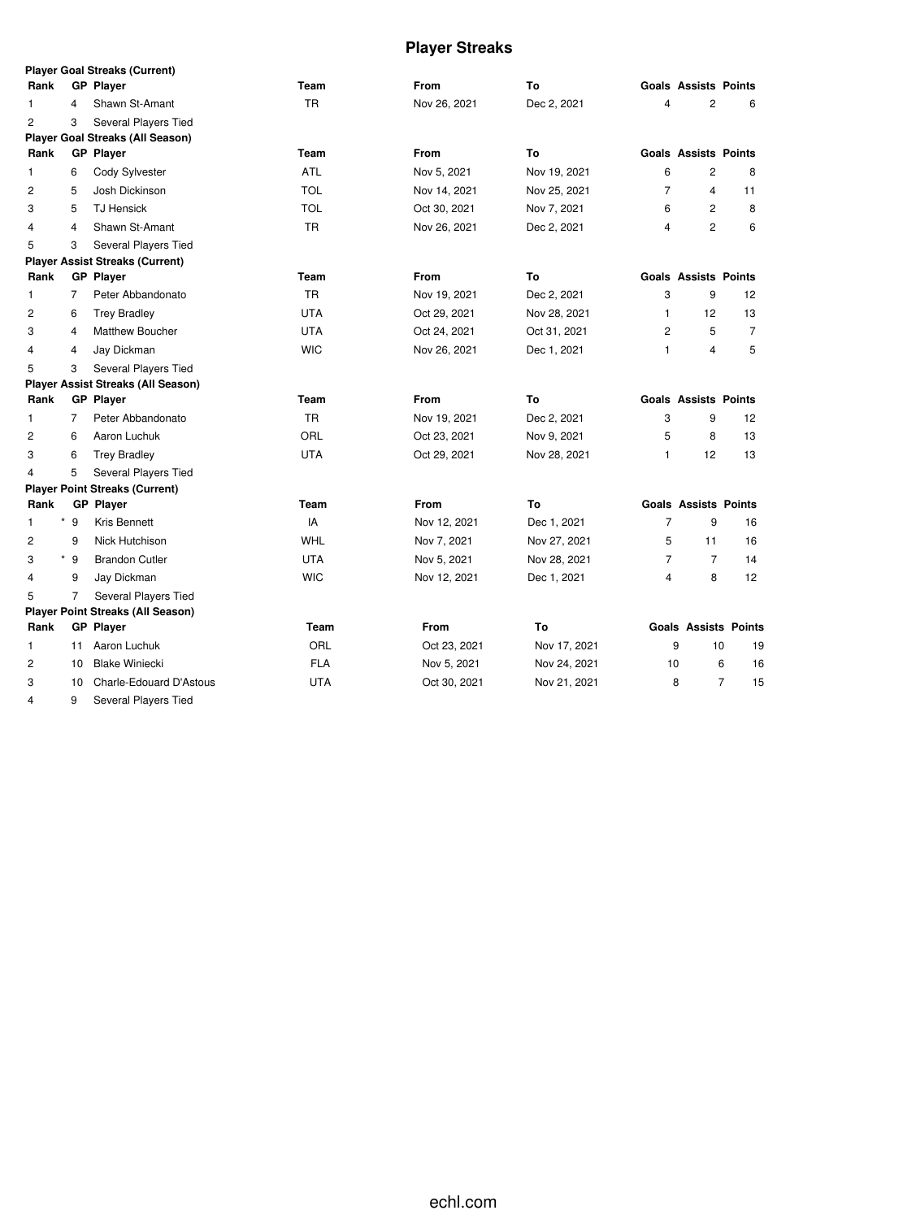# Player Streaks

**Player Goal Streaks (Current)**

| Rank | GP | Player | Team | From | To | Goals | Assists | Points |
|---|---|---|---|---|---|---|---|---|
| 1 | 4 | Shawn St-Amant | TR | Nov 26, 2021 | Dec 2, 2021 | 4 | 2 | 6 |
| 2 | 3 | Several Players Tied | | | | | | |

**Player Goal Streaks (All Season)**

| Rank | GP | Player | Team | From | To | Goals | Assists | Points |
|---|---|---|---|---|---|---|---|---|
| 1 | 6 | Cody Sylvester | ATL | Nov 5, 2021 | Nov 19, 2021 | 6 | 2 | 8 |
| 2 | 5 | Josh Dickinson | TOL | Nov 14, 2021 | Nov 25, 2021 | 7 | 4 | 11 |
| 3 | 5 | TJ Hensick | TOL | Oct 30, 2021 | Nov 7, 2021 | 6 | 2 | 8 |
| 4 | 4 | Shawn St-Amant | TR | Nov 26, 2021 | Dec 2, 2021 | 4 | 2 | 6 |
| 5 | 3 | Several Players Tied | | | | | | |

**Player Assist Streaks (Current)**

| Rank | GP | Player | Team | From | To | Goals | Assists | Points |
|---|---|---|---|---|---|---|---|---|
| 1 | 7 | Peter Abbandonato | TR | Nov 19, 2021 | Dec 2, 2021 | 3 | 9 | 12 |
| 2 | 6 | Trey Bradley | UTA | Oct 29, 2021 | Nov 28, 2021 | 1 | 12 | 13 |
| 3 | 4 | Matthew Boucher | UTA | Oct 24, 2021 | Oct 31, 2021 | 2 | 5 | 7 |
| 4 | 4 | Jay Dickman | WIC | Nov 26, 2021 | Dec 1, 2021 | 1 | 4 | 5 |
| 5 | 3 | Several Players Tied | | | | | | |

**Player Assist Streaks (All Season)**

| Rank | GP | Player | Team | From | To | Goals | Assists | Points |
|---|---|---|---|---|---|---|---|---|
| 1 | 7 | Peter Abbandonato | TR | Nov 19, 2021 | Dec 2, 2021 | 3 | 9 | 12 |
| 2 | 6 | Aaron Luchuk | ORL | Oct 23, 2021 | Nov 9, 2021 | 5 | 8 | 13 |
| 3 | 6 | Trey Bradley | UTA | Oct 29, 2021 | Nov 28, 2021 | 1 | 12 | 13 |
| 4 | 5 | Several Players Tied | | | | | | |

**Player Point Streaks (Current)**

| Rank | GP | Player | Team | From | To | Goals | Assists | Points |
|---|---|---|---|---|---|---|---|---|
| 1 | * 9 | Kris Bennett | IA | Nov 12, 2021 | Dec 1, 2021 | 7 | 9 | 16 |
| 2 | 9 | Nick Hutchison | WHL | Nov 7, 2021 | Nov 27, 2021 | 5 | 11 | 16 |
| 3 | * 9 | Brandon Cutler | UTA | Nov 5, 2021 | Nov 28, 2021 | 7 | 7 | 14 |
| 4 | 9 | Jay Dickman | WIC | Nov 12, 2021 | Dec 1, 2021 | 4 | 8 | 12 |
| 5 | 7 | Several Players Tied | | | | | | |

**Player Point Streaks (All Season)**

| Rank | GP | Player | Team | From | To | Goals | Assists | Points |
|---|---|---|---|---|---|---|---|---|
| 1 | 11 | Aaron Luchuk | ORL | Oct 23, 2021 | Nov 17, 2021 | 9 | 10 | 19 |
| 2 | 10 | Blake Winiecki | FLA | Nov 5, 2021 | Nov 24, 2021 | 10 | 6 | 16 |
| 3 | 10 | Charle-Edouard D'Astous | UTA | Oct 30, 2021 | Nov 21, 2021 | 8 | 7 | 15 |
| 4 | 9 | Several Players Tied | | | | | | |

echl.com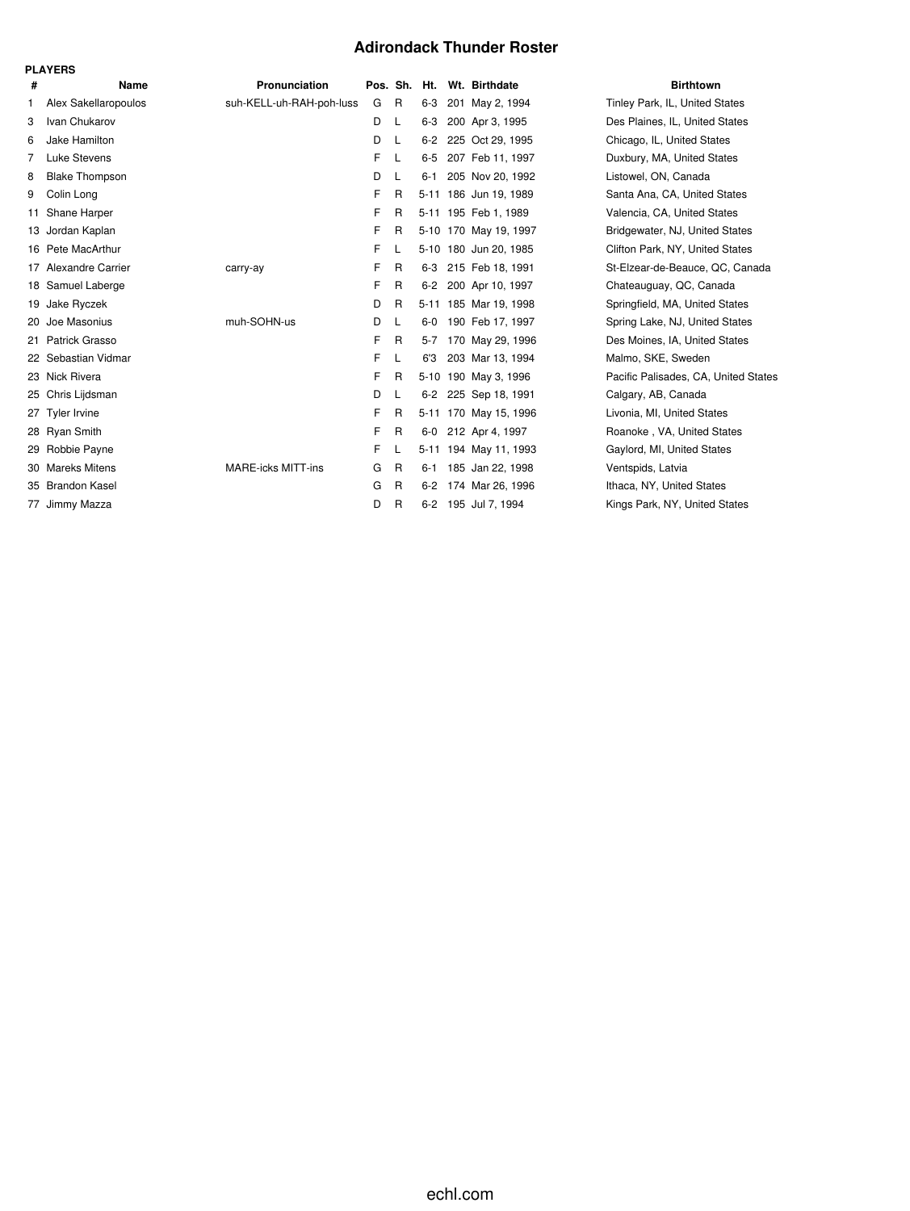# Adirondack Thunder Roster

**PLAYERS**

| # | Name | Pronunciation | Pos. | Sh. | Ht. | Wt. | Birthdate | Birthtown |
|---|---|---|---|---|---|---|---|---|
| 1 | Alex Sakellaropoulos | suh-KELL-uh-RAH-poh-luss | G | R | 6-3 | 201 | May 2, 1994 | Tinley Park, IL, United States |
| 3 | Ivan Chukarov | | D | L | 6-3 | 200 | Apr 3, 1995 | Des Plaines, IL, United States |
| 6 | Jake Hamilton | | D | L | 6-2 | 225 | Oct 29, 1995 | Chicago, IL, United States |
| 7 | Luke Stevens | | F | L | 6-5 | 207 | Feb 11, 1997 | Duxbury, MA, United States |
| 8 | Blake Thompson | | D | L | 6-1 | 205 | Nov 20, 1992 | Listowel, ON, Canada |
| 9 | Colin Long | | F | R | 5-11 | 186 | Jun 19, 1989 | Santa Ana, CA, United States |
| 11 | Shane Harper | | F | R | 5-11 | 195 | Feb 1, 1989 | Valencia, CA, United States |
| 13 | Jordan Kaplan | | F | R | 5-10 | 170 | May 19, 1997 | Bridgewater, NJ, United States |
| 16 | Pete MacArthur | | F | L | 5-10 | 180 | Jun 20, 1985 | Clifton Park, NY, United States |
| 17 | Alexandre Carrier | carry-ay | F | R | 6-3 | 215 | Feb 18, 1991 | St-Elzear-de-Beauce, QC, Canada |
| 18 | Samuel Laberge | | F | R | 6-2 | 200 | Apr 10, 1997 | Chateauguay, QC, Canada |
| 19 | Jake Ryczek | | D | R | 5-11 | 185 | Mar 19, 1998 | Springfield, MA, United States |
| 20 | Joe Masonius | muh-SOHN-us | D | L | 6-0 | 190 | Feb 17, 1997 | Spring Lake, NJ, United States |
| 21 | Patrick Grasso | | F | R | 5-7 | 170 | May 29, 1996 | Des Moines, IA, United States |
| 22 | Sebastian Vidmar | | F | L | 6'3 | 203 | Mar 13, 1994 | Malmo, SKE, Sweden |
| 23 | Nick Rivera | | F | R | 5-10 | 190 | May 3, 1996 | Pacific Palisades, CA, United States |
| 25 | Chris Lijdsman | | D | L | 6-2 | 225 | Sep 18, 1991 | Calgary, AB, Canada |
| 27 | Tyler Irvine | | F | R | 5-11 | 170 | May 15, 1996 | Livonia, MI, United States |
| 28 | Ryan Smith | | F | R | 6-0 | 212 | Apr 4, 1997 | Roanoke , VA, United States |
| 29 | Robbie Payne | | F | L | 5-11 | 194 | May 11, 1993 | Gaylord, MI, United States |
| 30 | Mareks Mitens | MARE-icks MITT-ins | G | R | 6-1 | 185 | Jan 22, 1998 | Ventspids, Latvia |
| 35 | Brandon Kasel | | G | R | 6-2 | 174 | Mar 26, 1996 | Ithaca, NY, United States |
| 77 | Jimmy Mazza | | D | R | 6-2 | 195 | Jul 7, 1994 | Kings Park, NY, United States |

echl.com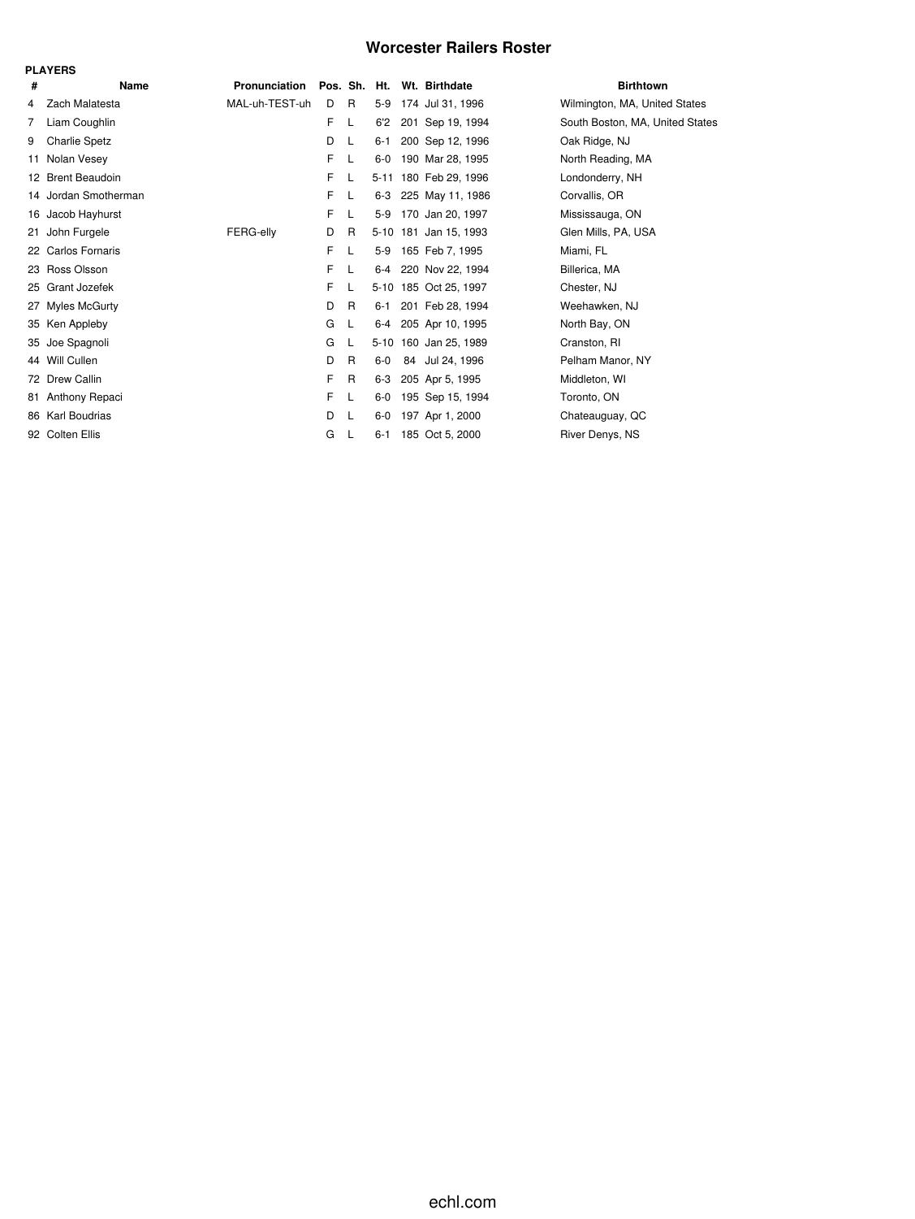# Worcester Railers Roster

**PLAYERS**

| # | Name | Pronunciation | Pos. | Sh. | Ht. | Wt. | Birthdate | Birthtown |
|---|---|---|---|---|---|---|---|---|
| 4 | Zach Malatesta | MAL-uh-TEST-uh | D | R | 5-9 | 174 | Jul 31, 1996 | Wilmington, MA, United States |
| 7 | Liam Coughlin | | F | L | 6'2 | 201 | Sep 19, 1994 | South Boston, MA, United States |
| 9 | Charlie Spetz | | D | L | 6-1 | 200 | Sep 12, 1996 | Oak Ridge, NJ |
| 11 | Nolan Vesey | | F | L | 6-0 | 190 | Mar 28, 1995 | North Reading, MA |
| 12 | Brent Beaudoin | | F | L | 5-11 | 180 | Feb 29, 1996 | Londonderry, NH |
| 14 | Jordan Smotherman | | F | L | 6-3 | 225 | May 11, 1986 | Corvallis, OR |
| 16 | Jacob Hayhurst | | F | L | 5-9 | 170 | Jan 20, 1997 | Mississauga, ON |
| 21 | John Furgele | FERG-elly | D | R | 5-10 | 181 | Jan 15, 1993 | Glen Mills, PA, USA |
| 22 | Carlos Fornaris | | F | L | 5-9 | 165 | Feb 7, 1995 | Miami, FL |
| 23 | Ross Olsson | | F | L | 6-4 | 220 | Nov 22, 1994 | Billerica, MA |
| 25 | Grant Jozefek | | F | L | 5-10 | 185 | Oct 25, 1997 | Chester, NJ |
| 27 | Myles McGurty | | D | R | 6-1 | 201 | Feb 28, 1994 | Weehawken, NJ |
| 35 | Ken Appleby | | G | L | 6-4 | 205 | Apr 10, 1995 | North Bay, ON |
| 35 | Joe Spagnoli | | G | L | 5-10 | 160 | Jan 25, 1989 | Cranston, RI |
| 44 | Will Cullen | | D | R | 6-0 | 84 | Jul 24, 1996 | Pelham Manor, NY |
| 72 | Drew Callin | | F | R | 6-3 | 205 | Apr 5, 1995 | Middleton, WI |
| 81 | Anthony Repaci | | F | L | 6-0 | 195 | Sep 15, 1994 | Toronto, ON |
| 86 | Karl Boudrias | | D | L | 6-0 | 197 | Apr 1, 2000 | Chateauguay, QC |
| 92 | Colten Ellis | | G | L | 6-1 | 185 | Oct 5, 2000 | River Denys, NS |

echl.com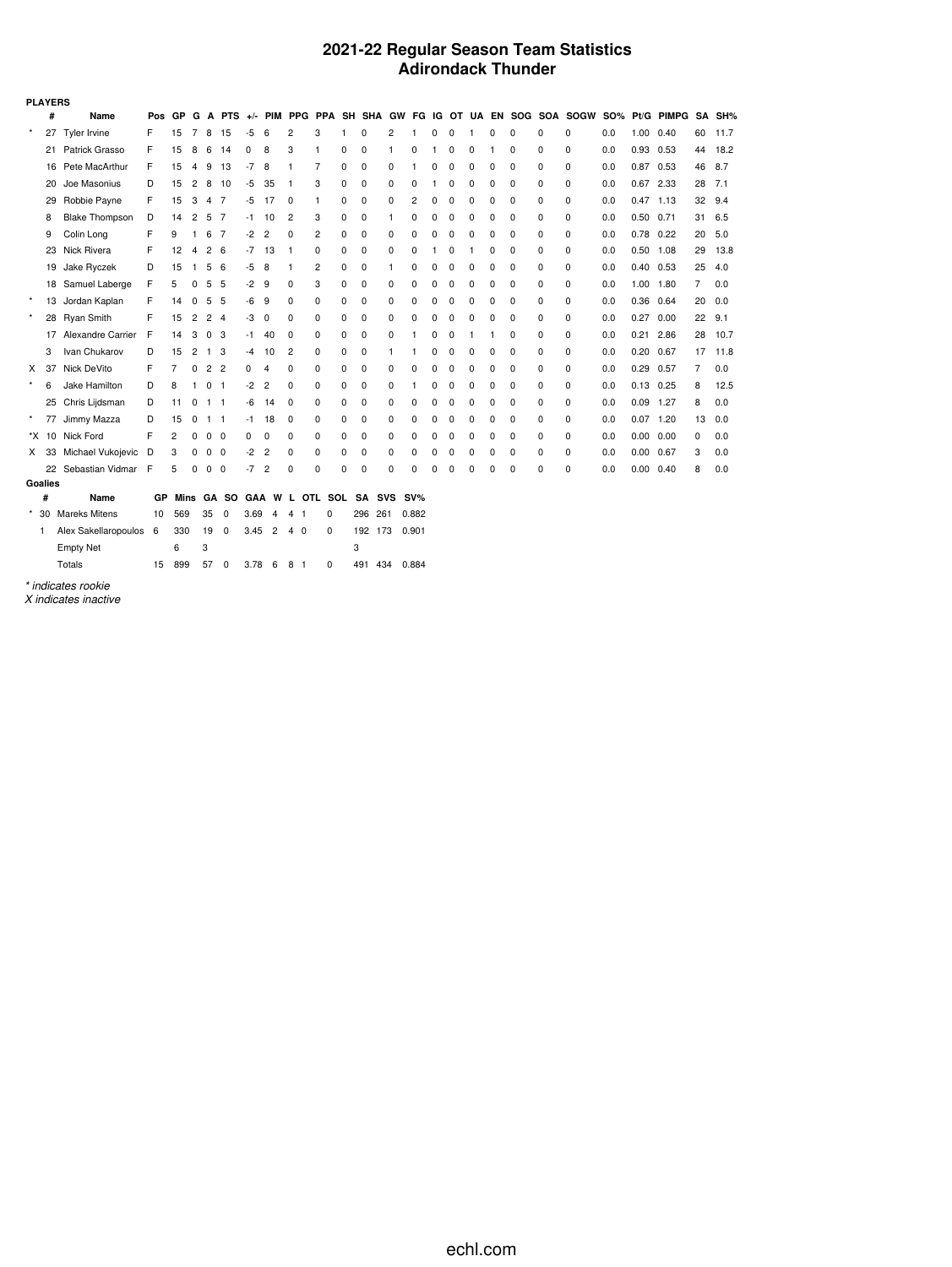# 2021-22 Regular Season Team Statistics
## Adirondack Thunder

**PLAYERS**

| | # | Name | Pos | GP | G | A | PTS | +/- | PIM | PPG | PPA | SH | SHA | GW | FG | IG | OT | UA | EN | SOG | SOA | SOGW | SO% | Pt/G | PIMPG | SA | SH% |
|---|---|---|---|---|---|---|---|---|---|---|---|---|---|---|---|---|---|---|---|---|---|---|---|---|---|---|---|
| * | 27 | Tyler Irvine | F | 15 | 7 | 8 | 15 | -5 | 6 | 2 | 3 | 1 | 0 | 2 | 1 | 0 | 0 | 1 | 0 | 0 | 0 | 0 | 0.0 | 1.00 | 0.40 | 60 | 11.7 |
| | 21 | Patrick Grasso | F | 15 | 8 | 6 | 14 | 0 | 8 | 3 | 1 | 0 | 0 | 1 | 0 | 1 | 0 | 0 | 1 | 0 | 0 | 0 | 0.0 | 0.93 | 0.53 | 44 | 18.2 |
| | 16 | Pete MacArthur | F | 15 | 4 | 9 | 13 | -7 | 8 | 1 | 7 | 0 | 0 | 0 | 1 | 0 | 0 | 0 | 0 | 0 | 0 | 0 | 0.0 | 0.87 | 0.53 | 46 | 8.7 |
| | 20 | Joe Masonius | D | 15 | 2 | 8 | 10 | -5 | 35 | 1 | 3 | 0 | 0 | 0 | 0 | 1 | 0 | 0 | 0 | 0 | 0 | 0 | 0.0 | 0.67 | 2.33 | 28 | 7.1 |
| | 29 | Robbie Payne | F | 15 | 3 | 4 | 7 | -5 | 17 | 0 | 1 | 0 | 0 | 0 | 2 | 0 | 0 | 0 | 0 | 0 | 0 | 0 | 0.0 | 0.47 | 1.13 | 32 | 9.4 |
| | 8 | Blake Thompson | D | 14 | 2 | 5 | 7 | -1 | 10 | 2 | 3 | 0 | 0 | 1 | 0 | 0 | 0 | 0 | 0 | 0 | 0 | 0 | 0.0 | 0.50 | 0.71 | 31 | 6.5 |
| | 9 | Colin Long | F | 9 | 1 | 6 | 7 | -2 | 2 | 0 | 2 | 0 | 0 | 0 | 0 | 0 | 0 | 0 | 0 | 0 | 0 | 0 | 0.0 | 0.78 | 0.22 | 20 | 5.0 |
| | 23 | Nick Rivera | F | 12 | 4 | 2 | 6 | -7 | 13 | 1 | 0 | 0 | 0 | 0 | 0 | 1 | 0 | 1 | 0 | 0 | 0 | 0 | 0.0 | 0.50 | 1.08 | 29 | 13.8 |
| | 19 | Jake Ryczek | D | 15 | 1 | 5 | 6 | -5 | 8 | 1 | 2 | 0 | 0 | 1 | 0 | 0 | 0 | 0 | 0 | 0 | 0 | 0 | 0.0 | 0.40 | 0.53 | 25 | 4.0 |
| | 18 | Samuel Laberge | F | 5 | 0 | 5 | 5 | -2 | 9 | 0 | 3 | 0 | 0 | 0 | 0 | 0 | 0 | 0 | 0 | 0 | 0 | 0 | 0.0 | 1.00 | 1.80 | 7 | 0.0 |
| * | 13 | Jordan Kaplan | F | 14 | 0 | 5 | 5 | -6 | 9 | 0 | 0 | 0 | 0 | 0 | 0 | 0 | 0 | 0 | 0 | 0 | 0 | 0 | 0.0 | 0.36 | 0.64 | 20 | 0.0 |
| * | 28 | Ryan Smith | F | 15 | 2 | 2 | 4 | -3 | 0 | 0 | 0 | 0 | 0 | 0 | 0 | 0 | 0 | 0 | 0 | 0 | 0 | 0 | 0.0 | 0.27 | 0.00 | 22 | 9.1 |
| | 17 | Alexandre Carrier | F | 14 | 3 | 0 | 3 | -1 | 40 | 0 | 0 | 0 | 0 | 0 | 1 | 0 | 0 | 1 | 1 | 0 | 0 | 0 | 0.0 | 0.21 | 2.86 | 28 | 10.7 |
| | 3 | Ivan Chukarov | D | 15 | 2 | 1 | 3 | -4 | 10 | 2 | 0 | 0 | 0 | 1 | 1 | 0 | 0 | 0 | 0 | 0 | 0 | 0 | 0.0 | 0.20 | 0.67 | 17 | 11.8 |
| X | 37 | Nick DeVito | F | 7 | 0 | 2 | 2 | 0 | 4 | 0 | 0 | 0 | 0 | 0 | 0 | 0 | 0 | 0 | 0 | 0 | 0 | 0 | 0.0 | 0.29 | 0.57 | 7 | 0.0 |
| * | 6 | Jake Hamilton | D | 8 | 1 | 0 | 1 | -2 | 2 | 0 | 0 | 0 | 0 | 0 | 1 | 0 | 0 | 0 | 0 | 0 | 0 | 0 | 0.0 | 0.13 | 0.25 | 8 | 12.5 |
| | 25 | Chris Lijdsman | D | 11 | 0 | 1 | 1 | -6 | 14 | 0 | 0 | 0 | 0 | 0 | 0 | 0 | 0 | 0 | 0 | 0 | 0 | 0 | 0.0 | 0.09 | 1.27 | 8 | 0.0 |
| * | 77 | Jimmy Mazza | D | 15 | 0 | 1 | 1 | -1 | 18 | 0 | 0 | 0 | 0 | 0 | 0 | 0 | 0 | 0 | 0 | 0 | 0 | 0 | 0.0 | 0.07 | 1.20 | 13 | 0.0 |
| *X | 10 | Nick Ford | F | 2 | 0 | 0 | 0 | 0 | 0 | 0 | 0 | 0 | 0 | 0 | 0 | 0 | 0 | 0 | 0 | 0 | 0 | 0 | 0.0 | 0.00 | 0.00 | 0 | 0.0 |
| X | 33 | Michael Vukojevic | D | 3 | 0 | 0 | 0 | -2 | 2 | 0 | 0 | 0 | 0 | 0 | 0 | 0 | 0 | 0 | 0 | 0 | 0 | 0 | 0.0 | 0.00 | 0.67 | 3 | 0.0 |
| | 22 | Sebastian Vidmar | F | 5 | 0 | 0 | 0 | -7 | 2 | 0 | 0 | 0 | 0 | 0 | 0 | 0 | 0 | 0 | 0 | 0 | 0 | 0 | 0.0 | 0.00 | 0.40 | 8 | 0.0 |

**Goalies**

| | # | Name | GP | Mins | GA | SO | GAA | W | L | OTL | SOL | SA | SVS | SV% |
|---|---|---|---|---|---|---|---|---|---|---|---|---|---|---|
| * | 30 | Mareks Mitens | 10 | 569 | 35 | 0 | 3.69 | 4 | 4 | 1 | 0 | 296 | 261 | 0.882 |
| | 1 | Alex Sakellaropoulos | 6 | 330 | 19 | 0 | 3.45 | 2 | 4 | 0 | 0 | 192 | 173 | 0.901 |
| | | Empty Net | | 6 | 3 | | | | | | | 3 | | |
| | | Totals | 15 | 899 | 57 | 0 | 3.78 | 6 | 8 | 1 | 0 | 491 | 434 | 0.884 |

*\* indicates rookie*
*X indicates inactive*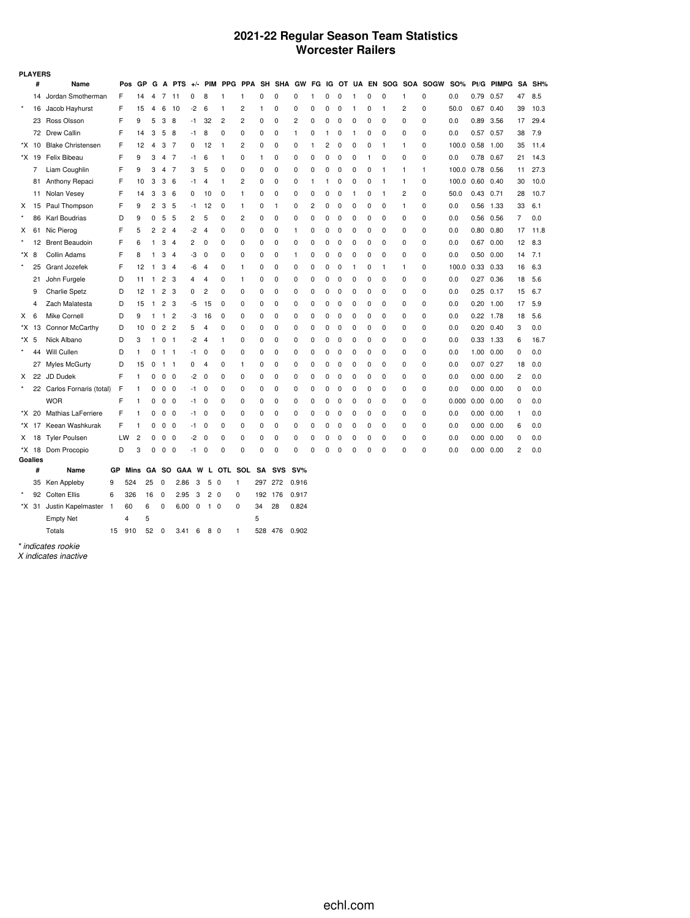# 2021-22 Regular Season Team Statistics
## Worcester Railers

**PLAYERS**

| | # | Name | Pos | GP | G | A | PTS | +/- | PIM | PPG | PPA | SH | SHA | GW | FG | IG | OT | UA | EN | SOG | SOA | SOGW | SO% | Pt/G | PIMPG | SA | SH% |
|---|---|---|---|---|---|---|---|---|---|---|---|---|---|---|---|---|---|---|---|---|---|---|---|---|---|---|---|
| | 14 | Jordan Smotherman | F | 14 | 4 | 7 | 11 | 0 | 8 | 1 | 1 | 0 | 0 | 0 | 1 | 0 | 0 | 1 | 0 | 0 | 1 | 0 | 0.0 | 0.79 | 0.57 | 47 | 8.5 |
| * | 16 | Jacob Hayhurst | F | 15 | 4 | 6 | 10 | -2 | 6 | 1 | 2 | 1 | 0 | 0 | 0 | 0 | 0 | 1 | 0 | 1 | 2 | 0 | 50.0 | 0.67 | 0.40 | 39 | 10.3 |
| | 23 | Ross Olsson | F | 9 | 5 | 3 | 8 | -1 | 32 | 2 | 2 | 0 | 0 | 2 | 0 | 0 | 0 | 0 | 0 | 0 | 0 | 0 | 0.0 | 0.89 | 3.56 | 17 | 29.4 |
| | 72 | Drew Callin | F | 14 | 3 | 5 | 8 | -1 | 8 | 0 | 0 | 0 | 0 | 1 | 0 | 1 | 0 | 1 | 0 | 0 | 0 | 0 | 0.0 | 0.57 | 0.57 | 38 | 7.9 |
| *X | 10 | Blake Christensen | F | 12 | 4 | 3 | 7 | 0 | 12 | 1 | 2 | 0 | 0 | 0 | 1 | 2 | 0 | 0 | 0 | 1 | 1 | 0 | 100.0 | 0.58 | 1.00 | 35 | 11.4 |
| *X | 19 | Felix Bibeau | F | 9 | 3 | 4 | 7 | -1 | 6 | 1 | 0 | 1 | 0 | 0 | 0 | 0 | 0 | 0 | 1 | 0 | 0 | 0 | 0.0 | 0.78 | 0.67 | 21 | 14.3 |
| | 7 | Liam Coughlin | F | 9 | 3 | 4 | 7 | 3 | 5 | 0 | 0 | 0 | 0 | 0 | 0 | 0 | 0 | 0 | 0 | 1 | 1 | 1 | 100.0 | 0.78 | 0.56 | 11 | 27.3 |
| | 81 | Anthony Repaci | F | 10 | 3 | 3 | 6 | -1 | 4 | 1 | 2 | 0 | 0 | 0 | 1 | 1 | 0 | 0 | 0 | 1 | 1 | 0 | 100.0 | 0.60 | 0.40 | 30 | 10.0 |
| | 11 | Nolan Vesey | F | 14 | 3 | 3 | 6 | 0 | 10 | 0 | 1 | 0 | 0 | 0 | 0 | 0 | 0 | 1 | 0 | 1 | 2 | 0 | 50.0 | 0.43 | 0.71 | 28 | 10.7 |
| X | 15 | Paul Thompson | F | 9 | 2 | 3 | 5 | -1 | 12 | 0 | 1 | 0 | 1 | 0 | 2 | 0 | 0 | 0 | 0 | 0 | 1 | 0 | 0.0 | 0.56 | 1.33 | 33 | 6.1 |
| * | 86 | Karl Boudrias | D | 9 | 0 | 5 | 5 | 2 | 5 | 0 | 2 | 0 | 0 | 0 | 0 | 0 | 0 | 0 | 0 | 0 | 0 | 0 | 0.0 | 0.56 | 0.56 | 7 | 0.0 |
| X | 61 | Nic Pierog | F | 5 | 2 | 2 | 4 | -2 | 4 | 0 | 0 | 0 | 0 | 1 | 0 | 0 | 0 | 0 | 0 | 0 | 0 | 0 | 0.0 | 0.80 | 0.80 | 17 | 11.8 |
| * | 12 | Brent Beaudoin | F | 6 | 1 | 3 | 4 | 2 | 0 | 0 | 0 | 0 | 0 | 0 | 0 | 0 | 0 | 0 | 0 | 0 | 0 | 0 | 0.0 | 0.67 | 0.00 | 12 | 8.3 |
| *X | 8 | Collin Adams | F | 8 | 1 | 3 | 4 | -3 | 0 | 0 | 0 | 0 | 0 | 1 | 0 | 0 | 0 | 0 | 0 | 0 | 0 | 0 | 0.0 | 0.50 | 0.00 | 14 | 7.1 |
| * | 25 | Grant Jozefek | F | 12 | 1 | 3 | 4 | -6 | 4 | 0 | 1 | 0 | 0 | 0 | 0 | 0 | 0 | 1 | 0 | 1 | 1 | 0 | 100.0 | 0.33 | 0.33 | 16 | 6.3 |
| | 21 | John Furgele | D | 11 | 1 | 2 | 3 | 4 | 4 | 0 | 1 | 0 | 0 | 0 | 0 | 0 | 0 | 0 | 0 | 0 | 0 | 0 | 0.0 | 0.27 | 0.36 | 18 | 5.6 |
| | 9 | Charlie Spetz | D | 12 | 1 | 2 | 3 | 0 | 2 | 0 | 0 | 0 | 0 | 0 | 0 | 0 | 0 | 0 | 0 | 0 | 0 | 0 | 0.0 | 0.25 | 0.17 | 15 | 6.7 |
| | 4 | Zach Malatesta | D | 15 | 1 | 2 | 3 | -5 | 15 | 0 | 0 | 0 | 0 | 0 | 0 | 0 | 0 | 0 | 0 | 0 | 0 | 0 | 0.0 | 0.20 | 1.00 | 17 | 5.9 |
| X | 6 | Mike Cornell | D | 9 | 1 | 1 | 2 | -3 | 16 | 0 | 0 | 0 | 0 | 0 | 0 | 0 | 0 | 0 | 0 | 0 | 0 | 0 | 0.0 | 0.22 | 1.78 | 18 | 5.6 |
| *X | 13 | Connor McCarthy | D | 10 | 0 | 2 | 2 | 5 | 4 | 0 | 0 | 0 | 0 | 0 | 0 | 0 | 0 | 0 | 0 | 0 | 0 | 0 | 0.0 | 0.20 | 0.40 | 3 | 0.0 |
| *X | 5 | Nick Albano | D | 3 | 1 | 0 | 1 | -2 | 4 | 1 | 0 | 0 | 0 | 0 | 0 | 0 | 0 | 0 | 0 | 0 | 0 | 0 | 0.0 | 0.33 | 1.33 | 6 | 16.7 |
| * | 44 | Will Cullen | D | 1 | 0 | 1 | 1 | -1 | 0 | 0 | 0 | 0 | 0 | 0 | 0 | 0 | 0 | 0 | 0 | 0 | 0 | 0 | 0.0 | 1.00 | 0.00 | 0 | 0.0 |
| | 27 | Myles McGurty | D | 15 | 0 | 1 | 1 | 0 | 4 | 0 | 1 | 0 | 0 | 0 | 0 | 0 | 0 | 0 | 0 | 0 | 0 | 0 | 0.0 | 0.07 | 0.27 | 18 | 0.0 |
| X | 22 | JD Dudek | F | 1 | 0 | 0 | 0 | -2 | 0 | 0 | 0 | 0 | 0 | 0 | 0 | 0 | 0 | 0 | 0 | 0 | 0 | 0 | 0.0 | 0.00 | 0.00 | 2 | 0.0 |
| * | 22 | Carlos Fornaris (total) | F | 1 | 0 | 0 | 0 | -1 | 0 | 0 | 0 | 0 | 0 | 0 | 0 | 0 | 0 | 0 | 0 | 0 | 0 | 0 | 0.0 | 0.00 | 0.00 | 0 | 0.0 |
| | | WOR | F | 1 | 0 | 0 | 0 | -1 | 0 | 0 | 0 | 0 | 0 | 0 | 0 | 0 | 0 | 0 | 0 | 0 | 0 | 0 | 0.000 | 0.00 | 0.00 | 0 | 0.0 |
| *X | 20 | Mathias LaFerriere | F | 1 | 0 | 0 | 0 | -1 | 0 | 0 | 0 | 0 | 0 | 0 | 0 | 0 | 0 | 0 | 0 | 0 | 0 | 0 | 0.0 | 0.00 | 0.00 | 1 | 0.0 |
| *X | 17 | Keean Washkurak | F | 1 | 0 | 0 | 0 | -1 | 0 | 0 | 0 | 0 | 0 | 0 | 0 | 0 | 0 | 0 | 0 | 0 | 0 | 0 | 0.0 | 0.00 | 0.00 | 6 | 0.0 |
| X | 18 | Tyler Poulsen | LW | 2 | 0 | 0 | 0 | -2 | 0 | 0 | 0 | 0 | 0 | 0 | 0 | 0 | 0 | 0 | 0 | 0 | 0 | 0 | 0.0 | 0.00 | 0.00 | 0 | 0.0 |
| *X | 18 | Dom Procopio | D | 3 | 0 | 0 | 0 | -1 | 0 | 0 | 0 | 0 | 0 | 0 | 0 | 0 | 0 | 0 | 0 | 0 | 0 | 0 | 0.0 | 0.00 | 0.00 | 2 | 0.0 |

**Goalies**

| | # | Name | GP | Mins | GA | SO | GAA | W | L | OTL | SOL | SA | SVS | SV% |
|---|---|---|---|---|---|---|---|---|---|---|---|---|---|---|
| | 35 | Ken Appleby | 9 | 524 | 25 | 0 | 2.86 | 3 | 5 | 0 | 1 | 297 | 272 | 0.916 |
| * | 92 | Colten Ellis | 6 | 326 | 16 | 0 | 2.95 | 3 | 2 | 0 | 0 | 192 | 176 | 0.917 |
| *X | 31 | Justin Kapelmaster | 1 | 60 | 6 | 0 | 6.00 | 0 | 1 | 0 | 0 | 34 | 28 | 0.824 |
| | | Empty Net | | 4 | 5 | | | | | | | 5 | | |
| | | Totals | 15 | 910 | 52 | 0 | 3.41 | 6 | 8 | 0 | 1 | 528 | 476 | 0.902 |

*\* indicates rookie*
*X indicates inactive*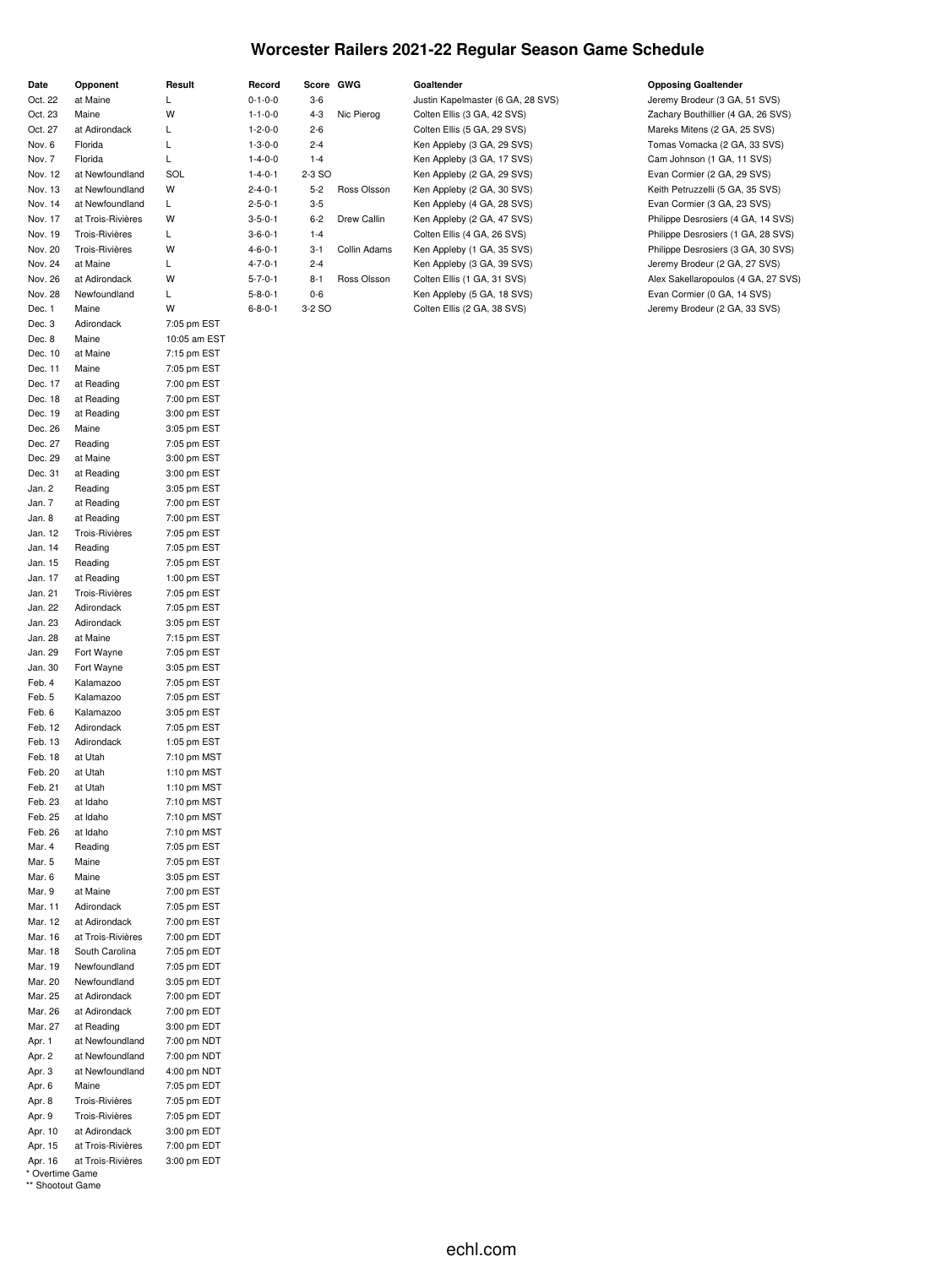# Worcester Railers 2021-22 Regular Season Game Schedule

| Date | Opponent | Result | Record | Score | GWG | Goaltender | Opposing Goaltender |
|---|---|---|---|---|---|---|---|
| Oct. 22 | at Maine | L | 0-1-0-0 | 3-6 | | Justin Kapelmaster (6 GA, 28 SVS) | Jeremy Brodeur (3 GA, 51 SVS) |
| Oct. 23 | Maine | W | 1-1-0-0 | 4-3 | Nic Pierog | Colten Ellis (3 GA, 42 SVS) | Zachary Bouthillier (4 GA, 26 SVS) |
| Oct. 27 | at Adirondack | L | 1-2-0-0 | 2-6 | | Colten Ellis (5 GA, 29 SVS) | Mareks Mitens (2 GA, 25 SVS) |
| Nov. 6 | Florida | L | 1-3-0-0 | 2-4 | | Ken Appleby (3 GA, 29 SVS) | Tomas Vomacka (2 GA, 33 SVS) |
| Nov. 7 | Florida | L | 1-4-0-0 | 1-4 | | Ken Appleby (3 GA, 17 SVS) | Cam Johnson (1 GA, 11 SVS) |
| Nov. 12 | at Newfoundland | SOL | 1-4-0-1 | 2-3 SO | | Ken Appleby (2 GA, 29 SVS) | Evan Cormier (2 GA, 29 SVS) |
| Nov. 13 | at Newfoundland | W | 2-4-0-1 | 5-2 | Ross Olsson | Ken Appleby (2 GA, 30 SVS) | Keith Petruzzelli (5 GA, 35 SVS) |
| Nov. 14 | at Newfoundland | L | 2-5-0-1 | 3-5 | | Ken Appleby (4 GA, 28 SVS) | Evan Cormier (3 GA, 23 SVS) |
| Nov. 17 | at Trois-Rivières | W | 3-5-0-1 | 6-2 | Drew Callin | Ken Appleby (2 GA, 47 SVS) | Philippe Desrosiers (4 GA, 14 SVS) |
| Nov. 19 | Trois-Rivières | L | 3-6-0-1 | 1-4 | | Colten Ellis (4 GA, 26 SVS) | Philippe Desrosiers (1 GA, 28 SVS) |
| Nov. 20 | Trois-Rivières | W | 4-6-0-1 | 3-1 | Collin Adams | Ken Appleby (1 GA, 35 SVS) | Philippe Desrosiers (3 GA, 30 SVS) |
| Nov. 24 | at Maine | L | 4-7-0-1 | 2-4 | | Ken Appleby (3 GA, 39 SVS) | Jeremy Brodeur (2 GA, 27 SVS) |
| Nov. 26 | at Adirondack | W | 5-7-0-1 | 8-1 | Ross Olsson | Colten Ellis (1 GA, 31 SVS) | Alex Sakellaropoulos (4 GA, 27 SVS) |
| Nov. 28 | Newfoundland | L | 5-8-0-1 | 0-6 | | Ken Appleby (5 GA, 18 SVS) | Evan Cormier (0 GA, 14 SVS) |
| Dec. 1 | Maine | W | 6-8-0-1 | 3-2 SO | | Colten Ellis (2 GA, 38 SVS) | Jeremy Brodeur (2 GA, 33 SVS) |
| Dec. 3 | Adirondack | 7:05 pm EST | | | | | |
| Dec. 8 | Maine | 10:05 am EST | | | | | |
| Dec. 10 | at Maine | 7:15 pm EST | | | | | |
| Dec. 11 | Maine | 7:05 pm EST | | | | | |
| Dec. 17 | at Reading | 7:00 pm EST | | | | | |
| Dec. 18 | at Reading | 7:00 pm EST | | | | | |
| Dec. 19 | at Reading | 3:00 pm EST | | | | | |
| Dec. 26 | Maine | 3:05 pm EST | | | | | |
| Dec. 27 | Reading | 7:05 pm EST | | | | | |
| Dec. 29 | at Maine | 3:00 pm EST | | | | | |
| Dec. 31 | at Reading | 3:00 pm EST | | | | | |
| Jan. 2 | Reading | 3:05 pm EST | | | | | |
| Jan. 7 | at Reading | 7:00 pm EST | | | | | |
| Jan. 8 | at Reading | 7:00 pm EST | | | | | |
| Jan. 12 | Trois-Rivières | 7:05 pm EST | | | | | |
| Jan. 14 | Reading | 7:05 pm EST | | | | | |
| Jan. 15 | Reading | 7:05 pm EST | | | | | |
| Jan. 17 | at Reading | 1:00 pm EST | | | | | |
| Jan. 21 | Trois-Rivières | 7:05 pm EST | | | | | |
| Jan. 22 | Adirondack | 7:05 pm EST | | | | | |
| Jan. 23 | Adirondack | 3:05 pm EST | | | | | |
| Jan. 28 | at Maine | 7:15 pm EST | | | | | |
| Jan. 29 | Fort Wayne | 7:05 pm EST | | | | | |
| Jan. 30 | Fort Wayne | 3:05 pm EST | | | | | |
| Feb. 4 | Kalamazoo | 7:05 pm EST | | | | | |
| Feb. 5 | Kalamazoo | 7:05 pm EST | | | | | |
| Feb. 6 | Kalamazoo | 3:05 pm EST | | | | | |
| Feb. 12 | Adirondack | 7:05 pm EST | | | | | |
| Feb. 13 | Adirondack | 1:05 pm EST | | | | | |
| Feb. 18 | at Utah | 7:10 pm MST | | | | | |
| Feb. 20 | at Utah | 1:10 pm MST | | | | | |
| Feb. 21 | at Utah | 1:10 pm MST | | | | | |
| Feb. 23 | at Idaho | 7:10 pm MST | | | | | |
| Feb. 25 | at Idaho | 7:10 pm MST | | | | | |
| Feb. 26 | at Idaho | 7:10 pm MST | | | | | |
| Mar. 4 | Reading | 7:05 pm EST | | | | | |
| Mar. 5 | Maine | 7:05 pm EST | | | | | |
| Mar. 6 | Maine | 3:05 pm EST | | | | | |
| Mar. 9 | at Maine | 7:00 pm EST | | | | | |
| Mar. 11 | Adirondack | 7:05 pm EST | | | | | |
| Mar. 12 | at Adirondack | 7:00 pm EST | | | | | |
| Mar. 16 | at Trois-Rivières | 7:00 pm EDT | | | | | |
| Mar. 18 | South Carolina | 7:05 pm EDT | | | | | |
| Mar. 19 | Newfoundland | 7:05 pm EDT | | | | | |
| Mar. 20 | Newfoundland | 3:05 pm EDT | | | | | |
| Mar. 25 | at Adirondack | 7:00 pm EDT | | | | | |
| Mar. 26 | at Adirondack | 7:00 pm EDT | | | | | |
| Mar. 27 | at Reading | 3:00 pm EDT | | | | | |
| Apr. 1 | at Newfoundland | 7:00 pm NDT | | | | | |
| Apr. 2 | at Newfoundland | 7:00 pm NDT | | | | | |
| Apr. 3 | at Newfoundland | 4:00 pm NDT | | | | | |
| Apr. 6 | Maine | 7:05 pm EDT | | | | | |
| Apr. 8 | Trois-Rivières | 7:05 pm EDT | | | | | |
| Apr. 9 | Trois-Rivières | 7:05 pm EDT | | | | | |
| Apr. 10 | at Adirondack | 3:00 pm EDT | | | | | |
| Apr. 15 | at Trois-Rivières | 7:00 pm EDT | | | | | |
| Apr. 16 | at Trois-Rivières | 3:00 pm EDT | | | | | |

\* Overtime Game

\*\* Shootout Game

echl.com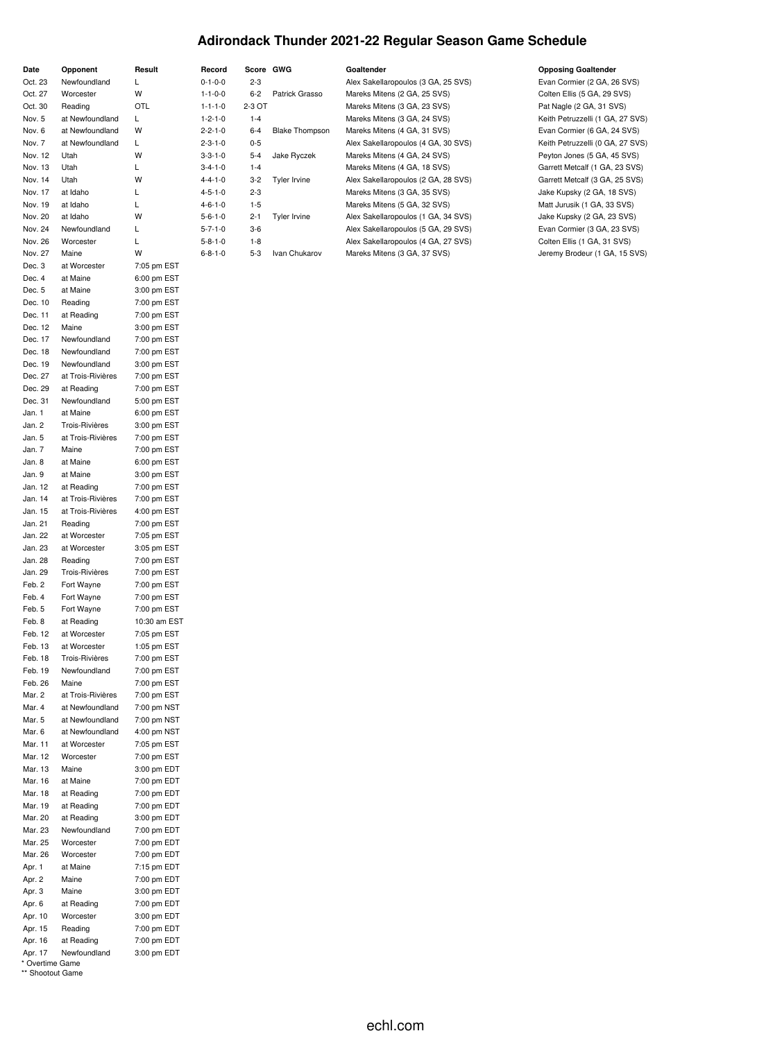# Adirondack Thunder 2021-22 Regular Season Game Schedule

| Date | Opponent | Result | Record | Score | GWG | Goaltender | Opposing Goaltender |
|---|---|---|---|---|---|---|---|
| Oct. 23 | Newfoundland | L | 0-1-0-0 | 2-3 | | Alex Sakellaropoulos (3 GA, 25 SVS) | Evan Cormier (2 GA, 26 SVS) |
| Oct. 27 | Worcester | W | 1-1-0-0 | 6-2 | Patrick Grasso | Mareks Mitens (2 GA, 25 SVS) | Colten Ellis (5 GA, 29 SVS) |
| Oct. 30 | Reading | OTL | 1-1-1-0 | 2-3 OT | | Mareks Mitens (3 GA, 23 SVS) | Pat Nagle (2 GA, 31 SVS) |
| Nov. 5 | at Newfoundland | L | 1-2-1-0 | 1-4 | | Mareks Mitens (3 GA, 24 SVS) | Keith Petruzzelli (1 GA, 27 SVS) |
| Nov. 6 | at Newfoundland | W | 2-2-1-0 | 6-4 | Blake Thompson | Mareks Mitens (4 GA, 31 SVS) | Evan Cormier (6 GA, 24 SVS) |
| Nov. 7 | at Newfoundland | L | 2-3-1-0 | 0-5 | | Alex Sakellaropoulos (4 GA, 30 SVS) | Keith Petruzzelli (0 GA, 27 SVS) |
| Nov. 12 | Utah | W | 3-3-1-0 | 5-4 | Jake Ryczek | Mareks Mitens (4 GA, 24 SVS) | Peyton Jones (5 GA, 45 SVS) |
| Nov. 13 | Utah | L | 3-4-1-0 | 1-4 | | Mareks Mitens (4 GA, 18 SVS) | Garrett Metcalf (1 GA, 23 SVS) |
| Nov. 14 | Utah | W | 4-4-1-0 | 3-2 | Tyler Irvine | Alex Sakellaropoulos (2 GA, 28 SVS) | Garrett Metcalf (3 GA, 25 SVS) |
| Nov. 17 | at Idaho | L | 4-5-1-0 | 2-3 | | Mareks Mitens (3 GA, 35 SVS) | Jake Kupsky (2 GA, 18 SVS) |
| Nov. 19 | at Idaho | L | 4-6-1-0 | 1-5 | | Mareks Mitens (5 GA, 32 SVS) | Matt Jurusik (1 GA, 33 SVS) |
| Nov. 20 | at Idaho | W | 5-6-1-0 | 2-1 | Tyler Irvine | Alex Sakellaropoulos (1 GA, 34 SVS) | Jake Kupsky (2 GA, 23 SVS) |
| Nov. 24 | Newfoundland | L | 5-7-1-0 | 3-6 | | Alex Sakellaropoulos (5 GA, 29 SVS) | Evan Cormier (3 GA, 23 SVS) |
| Nov. 26 | Worcester | L | 5-8-1-0 | 1-8 | | Alex Sakellaropoulos (4 GA, 27 SVS) | Colten Ellis (1 GA, 31 SVS) |
| Nov. 27 | Maine | W | 6-8-1-0 | 5-3 | Ivan Chukarov | Mareks Mitens (3 GA, 37 SVS) | Jeremy Brodeur (1 GA, 15 SVS) |
| Dec. 3 | at Worcester | 7:05 pm EST | | | | | |
| Dec. 4 | at Maine | 6:00 pm EST | | | | | |
| Dec. 5 | at Maine | 3:00 pm EST | | | | | |
| Dec. 10 | Reading | 7:00 pm EST | | | | | |
| Dec. 11 | at Reading | 7:00 pm EST | | | | | |
| Dec. 12 | Maine | 3:00 pm EST | | | | | |
| Dec. 17 | Newfoundland | 7:00 pm EST | | | | | |
| Dec. 18 | Newfoundland | 7:00 pm EST | | | | | |
| Dec. 19 | Newfoundland | 3:00 pm EST | | | | | |
| Dec. 27 | at Trois-Rivières | 7:00 pm EST | | | | | |
| Dec. 29 | at Reading | 7:00 pm EST | | | | | |
| Dec. 31 | Newfoundland | 5:00 pm EST | | | | | |
| Jan. 1 | at Maine | 6:00 pm EST | | | | | |
| Jan. 2 | Trois-Rivières | 3:00 pm EST | | | | | |
| Jan. 5 | at Trois-Rivières | 7:00 pm EST | | | | | |
| Jan. 7 | Maine | 7:00 pm EST | | | | | |
| Jan. 8 | at Maine | 6:00 pm EST | | | | | |
| Jan. 9 | at Maine | 3:00 pm EST | | | | | |
| Jan. 12 | at Reading | 7:00 pm EST | | | | | |
| Jan. 14 | at Trois-Rivières | 7:00 pm EST | | | | | |
| Jan. 15 | at Trois-Rivières | 4:00 pm EST | | | | | |
| Jan. 21 | Reading | 7:00 pm EST | | | | | |
| Jan. 22 | at Worcester | 7:05 pm EST | | | | | |
| Jan. 23 | at Worcester | 3:05 pm EST | | | | | |
| Jan. 28 | Reading | 7:00 pm EST | | | | | |
| Jan. 29 | Trois-Rivières | 7:00 pm EST | | | | | |
| Feb. 2 | Fort Wayne | 7:00 pm EST | | | | | |
| Feb. 4 | Fort Wayne | 7:00 pm EST | | | | | |
| Feb. 5 | Fort Wayne | 7:00 pm EST | | | | | |
| Feb. 8 | at Reading | 10:30 am EST | | | | | |
| Feb. 12 | at Worcester | 7:05 pm EST | | | | | |
| Feb. 13 | at Worcester | 1:05 pm EST | | | | | |
| Feb. 18 | Trois-Rivières | 7:00 pm EST | | | | | |
| Feb. 19 | Newfoundland | 7:00 pm EST | | | | | |
| Feb. 26 | Maine | 7:00 pm EST | | | | | |
| Mar. 2 | at Trois-Rivières | 7:00 pm EST | | | | | |
| Mar. 4 | at Newfoundland | 7:00 pm NST | | | | | |
| Mar. 5 | at Newfoundland | 7:00 pm NST | | | | | |
| Mar. 6 | at Newfoundland | 4:00 pm NST | | | | | |
| Mar. 11 | at Worcester | 7:05 pm EST | | | | | |
| Mar. 12 | Worcester | 7:00 pm EST | | | | | |
| Mar. 13 | Maine | 3:00 pm EDT | | | | | |
| Mar. 16 | at Maine | 7:00 pm EDT | | | | | |
| Mar. 18 | at Reading | 7:00 pm EDT | | | | | |
| Mar. 19 | at Reading | 7:00 pm EDT | | | | | |
| Mar. 20 | at Reading | 3:00 pm EDT | | | | | |
| Mar. 23 | Newfoundland | 7:00 pm EDT | | | | | |
| Mar. 25 | Worcester | 7:00 pm EDT | | | | | |
| Mar. 26 | Worcester | 7:00 pm EDT | | | | | |
| Apr. 1 | at Maine | 7:15 pm EDT | | | | | |
| Apr. 2 | Maine | 7:00 pm EDT | | | | | |
| Apr. 3 | Maine | 3:00 pm EDT | | | | | |
| Apr. 6 | at Reading | 7:00 pm EDT | | | | | |
| Apr. 10 | Worcester | 3:00 pm EDT | | | | | |
| Apr. 15 | Reading | 7:00 pm EDT | | | | | |
| Apr. 16 | at Reading | 7:00 pm EDT | | | | | |
| Apr. 17 | Newfoundland | 3:00 pm EDT | | | | | |

\* Overtime Game

** Shootout Game

echl.com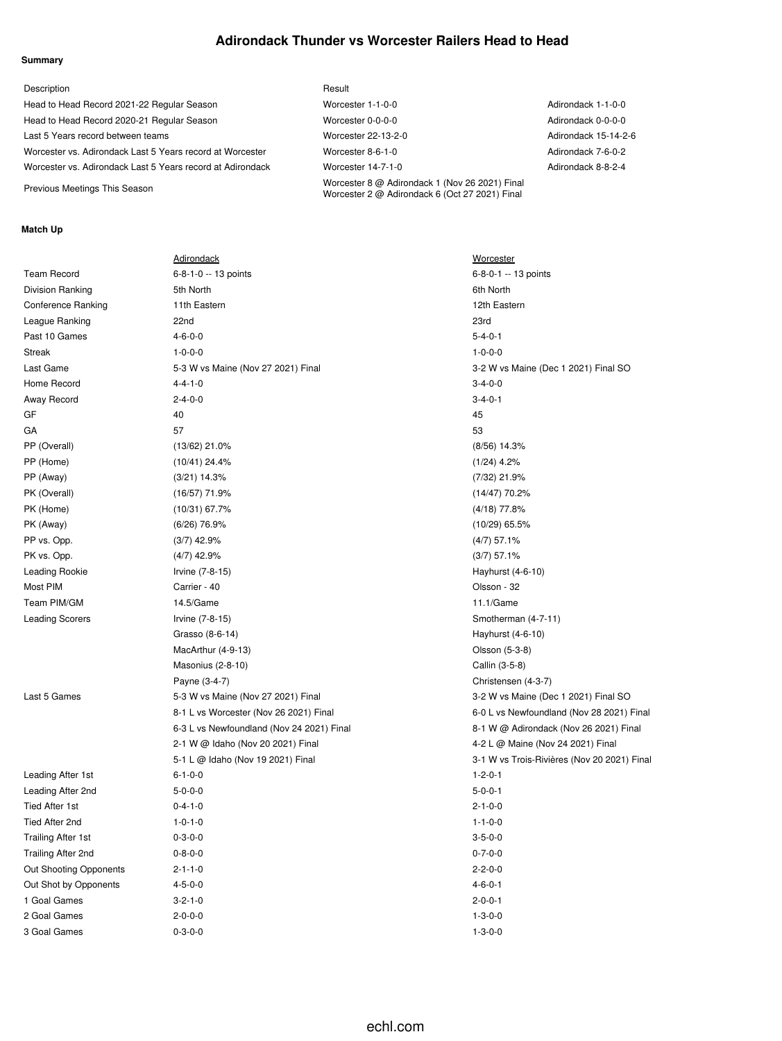# Adirondack Thunder vs Worcester Railers Head to Head

### Summary

| Description | Result | |
|---|---|---|
| Head to Head Record 2021-22 Regular Season | Worcester 1-1-0-0 | Adirondack 1-1-0-0 |
| Head to Head Record 2020-21 Regular Season | Worcester 0-0-0-0 | Adirondack 0-0-0-0 |
| Last 5 Years record between teams | Worcester 22-13-2-0 | Adirondack 15-14-2-6 |
| Worcester vs. Adirondack Last 5 Years record at Worcester | Worcester 8-6-1-0 | Adirondack 7-6-0-2 |
| Worcester vs. Adirondack Last 5 Years record at Adirondack | Worcester 14-7-1-0 | Adirondack 8-8-2-4 |
| Previous Meetings This Season | Worcester 8 @ Adirondack 1 (Nov 26 2021) Final<br>Worcester 2 @ Adirondack 6 (Oct 27 2021) Final | |

### Match Up

| | Adirondack | Worcester |
|---|---|---|
| Team Record | 6-8-1-0 -- 13 points | 6-8-0-1 -- 13 points |
| Division Ranking | 5th North | 6th North |
| Conference Ranking | 11th Eastern | 12th Eastern |
| League Ranking | 22nd | 23rd |
| Past 10 Games | 4-6-0-0 | 5-4-0-1 |
| Streak | 1-0-0-0 | 1-0-0-0 |
| Last Game | 5-3 W vs Maine (Nov 27 2021) Final | 3-2 W vs Maine (Dec 1 2021) Final SO |
| Home Record | 4-4-1-0 | 3-4-0-0 |
| Away Record | 2-4-0-0 | 3-4-0-1 |
| GF | 40 | 45 |
| GA | 57 | 53 |
| PP (Overall) | (13/62) 21.0% | (8/56) 14.3% |
| PP (Home) | (10/41) 24.4% | (1/24) 4.2% |
| PP (Away) | (3/21) 14.3% | (7/32) 21.9% |
| PK (Overall) | (16/57) 71.9% | (14/47) 70.2% |
| PK (Home) | (10/31) 67.7% | (4/18) 77.8% |
| PK (Away) | (6/26) 76.9% | (10/29) 65.5% |
| PP vs. Opp. | (3/7) 42.9% | (4/7) 57.1% |
| PK vs. Opp. | (4/7) 42.9% | (3/7) 57.1% |
| Leading Rookie | Irvine (7-8-15) | Hayhurst (4-6-10) |
| Most PIM | Carrier - 40 | Olsson - 32 |
| Team PIM/GM | 14.5/Game | 11.1/Game |
| Leading Scorers | Irvine (7-8-15) | Smotherman (4-7-11) |
| | Grasso (8-6-14) | Hayhurst (4-6-10) |
| | MacArthur (4-9-13) | Olsson (5-3-8) |
| | Masonius (2-8-10) | Callin (3-5-8) |
| | Payne (3-4-7) | Christensen (4-3-7) |
| Last 5 Games | 5-3 W vs Maine (Nov 27 2021) Final | 3-2 W vs Maine (Dec 1 2021) Final SO |
| | 8-1 L vs Worcester (Nov 26 2021) Final | 6-0 L vs Newfoundland (Nov 28 2021) Final |
| | 6-3 L vs Newfoundland (Nov 24 2021) Final | 8-1 W @ Adirondack (Nov 26 2021) Final |
| | 2-1 W @ Idaho (Nov 20 2021) Final | 4-2 L @ Maine (Nov 24 2021) Final |
| | 5-1 L @ Idaho (Nov 19 2021) Final | 3-1 W vs Trois-Rivières (Nov 20 2021) Final |
| Leading After 1st | 6-1-0-0 | 1-2-0-1 |
| Leading After 2nd | 5-0-0-0 | 5-0-0-1 |
| Tied After 1st | 0-4-1-0 | 2-1-0-0 |
| Tied After 2nd | 1-0-1-0 | 1-1-0-0 |
| Trailing After 1st | 0-3-0-0 | 3-5-0-0 |
| Trailing After 2nd | 0-8-0-0 | 0-7-0-0 |
| Out Shooting Opponents | 2-1-1-0 | 2-2-0-0 |
| Out Shot by Opponents | 4-5-0-0 | 4-6-0-1 |
| 1 Goal Games | 3-2-1-0 | 2-0-0-1 |
| 2 Goal Games | 2-0-0-0 | 1-3-0-0 |
| 3 Goal Games | 0-3-0-0 | 1-3-0-0 |

echl.com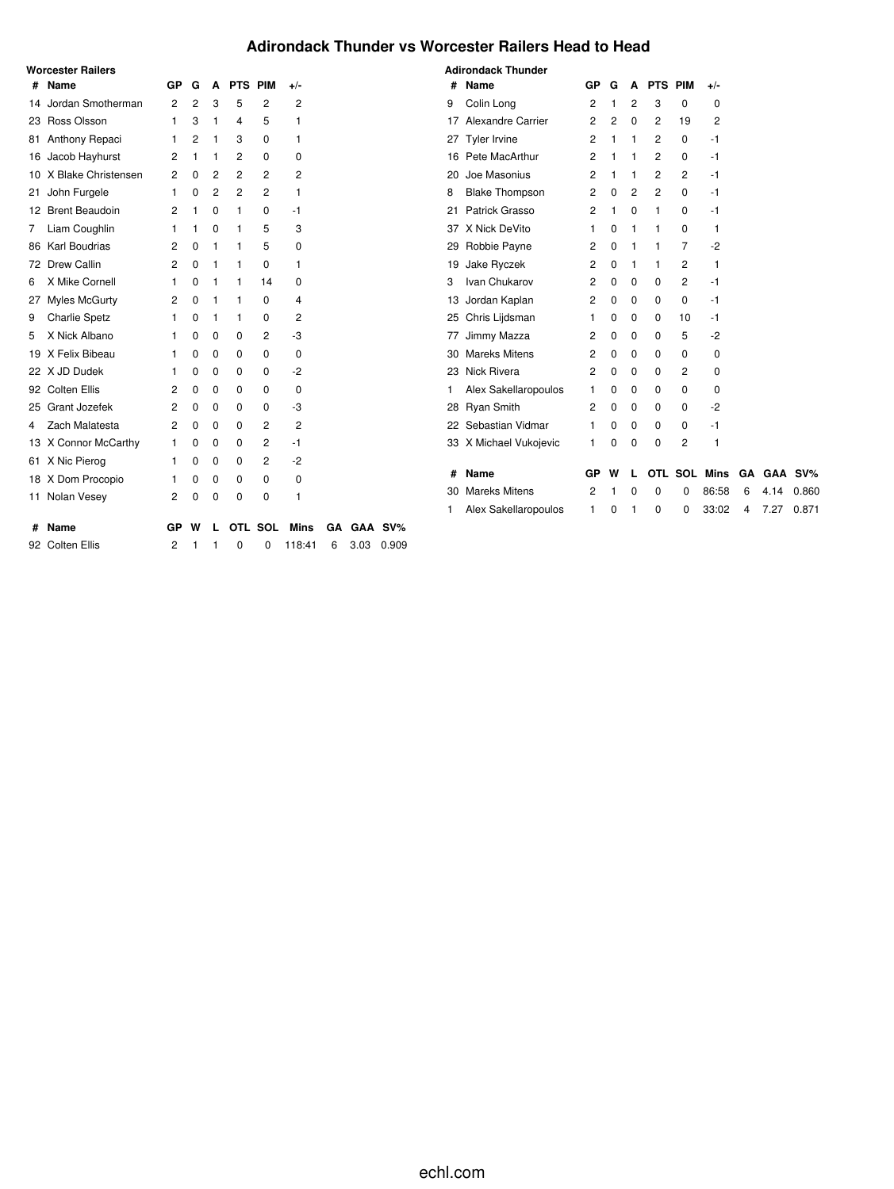# Adirondack Thunder vs Worcester Railers Head to Head

### Worcester Railers

| # | Name | GP | G | A | PTS | PIM | +/- |
|---|---|---|---|---|---|---|---|
| 14 | Jordan Smotherman | 2 | 2 | 3 | 5 | 2 | 2 |
| 23 | Ross Olsson | 1 | 3 | 1 | 4 | 5 | 1 |
| 81 | Anthony Repaci | 1 | 2 | 1 | 3 | 0 | 1 |
| 16 | Jacob Hayhurst | 2 | 1 | 1 | 2 | 0 | 0 |
| 10 | X Blake Christensen | 2 | 0 | 2 | 2 | 2 | 2 |
| 21 | John Furgele | 1 | 0 | 2 | 2 | 2 | 1 |
| 12 | Brent Beaudoin | 2 | 1 | 0 | 1 | 0 | -1 |
| 7 | Liam Coughlin | 1 | 1 | 0 | 1 | 5 | 3 |
| 86 | Karl Boudrias | 2 | 0 | 1 | 1 | 5 | 0 |
| 72 | Drew Callin | 2 | 0 | 1 | 1 | 0 | 1 |
| 6 | X Mike Cornell | 1 | 0 | 1 | 1 | 14 | 0 |
| 27 | Myles McGurty | 2 | 0 | 1 | 1 | 0 | 4 |
| 9 | Charlie Spetz | 1 | 0 | 1 | 1 | 0 | 2 |
| 5 | X Nick Albano | 1 | 0 | 0 | 0 | 2 | -3 |
| 19 | X Felix Bibeau | 1 | 0 | 0 | 0 | 0 | 0 |
| 22 | X JD Dudek | 1 | 0 | 0 | 0 | 0 | -2 |
| 92 | Colten Ellis | 2 | 0 | 0 | 0 | 0 | 0 |
| 25 | Grant Jozefek | 2 | 0 | 0 | 0 | 0 | -3 |
| 4 | Zach Malatesta | 2 | 0 | 0 | 0 | 2 | 2 |
| 13 | X Connor McCarthy | 1 | 0 | 0 | 0 | 2 | -1 |
| 61 | X Nic Pierog | 1 | 0 | 0 | 0 | 2 | -2 |
| 18 | X Dom Procopio | 1 | 0 | 0 | 0 | 0 | 0 |
| 11 | Nolan Vesey | 2 | 0 | 0 | 0 | 0 | 1 |

| # | Name | GP | W | L | OTL | SOL | Mins | GA | GAA | SV% |
|---|---|---|---|---|---|---|---|---|---|---|
| 92 | Colten Ellis | 2 | 1 | 1 | 0 | 0 | 118:41 | 6 | 3.03 | 0.909 |

### Adirondack Thunder

| # | Name | GP | G | A | PTS | PIM | +/- |
|---|---|---|---|---|---|---|---|
| 9 | Colin Long | 2 | 1 | 2 | 3 | 0 | 0 |
| 17 | Alexandre Carrier | 2 | 2 | 0 | 2 | 19 | 2 |
| 27 | Tyler Irvine | 2 | 1 | 1 | 2 | 0 | -1 |
| 16 | Pete MacArthur | 2 | 1 | 1 | 2 | 0 | -1 |
| 20 | Joe Masonius | 2 | 1 | 1 | 2 | 2 | -1 |
| 8 | Blake Thompson | 2 | 0 | 2 | 2 | 0 | -1 |
| 21 | Patrick Grasso | 2 | 1 | 0 | 1 | 0 | -1 |
| 37 | X Nick DeVito | 1 | 0 | 1 | 1 | 0 | 1 |
| 29 | Robbie Payne | 2 | 0 | 1 | 1 | 7 | -2 |
| 19 | Jake Ryczek | 2 | 0 | 1 | 1 | 2 | 1 |
| 3 | Ivan Chukarov | 2 | 0 | 0 | 0 | 2 | -1 |
| 13 | Jordan Kaplan | 2 | 0 | 0 | 0 | 0 | -1 |
| 25 | Chris Lijdsman | 1 | 0 | 0 | 0 | 10 | -1 |
| 77 | Jimmy Mazza | 2 | 0 | 0 | 0 | 5 | -2 |
| 30 | Mareks Mitens | 2 | 0 | 0 | 0 | 0 | 0 |
| 23 | Nick Rivera | 2 | 0 | 0 | 0 | 2 | 0 |
| 1 | Alex Sakellaropoulos | 1 | 0 | 0 | 0 | 0 | 0 |
| 28 | Ryan Smith | 2 | 0 | 0 | 0 | 0 | -2 |
| 22 | Sebastian Vidmar | 1 | 0 | 0 | 0 | 0 | -1 |
| 33 | X Michael Vukojevic | 1 | 0 | 0 | 0 | 2 | 1 |

| # | Name | GP | W | L | OTL | SOL | Mins | GA | GAA | SV% |
|---|---|---|---|---|---|---|---|---|---|---|
| 30 | Mareks Mitens | 2 | 1 | 0 | 0 | 0 | 86:58 | 6 | 4.14 | 0.860 |
| 1 | Alex Sakellaropoulos | 1 | 0 | 1 | 0 | 0 | 33:02 | 4 | 7.27 | 0.871 |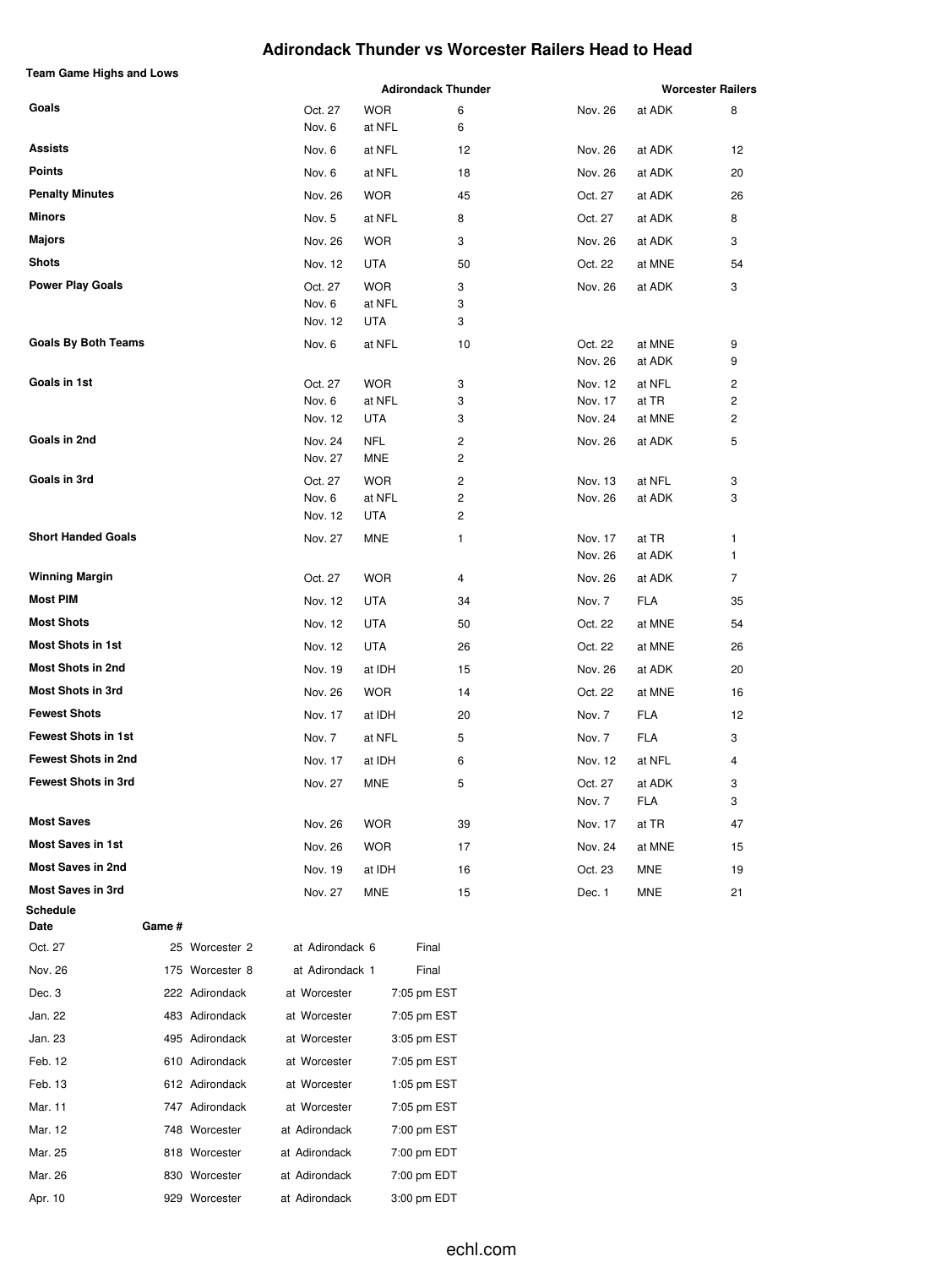# Adirondack Thunder vs Worcester Railers Head to Head

## Team Game Highs and Lows

| | Adirondack Thunder | | | Worcester Railers | | |
|---|---|---|---|---|---|---|
| **Goals** | Oct. 27 | WOR | 6 | Nov. 26 | at ADK | 8 |
| | Nov. 6 | at NFL | 6 | | | |
| **Assists** | Nov. 6 | at NFL | 12 | Nov. 26 | at ADK | 12 |
| **Points** | Nov. 6 | at NFL | 18 | Nov. 26 | at ADK | 20 |
| **Penalty Minutes** | Nov. 26 | WOR | 45 | Oct. 27 | at ADK | 26 |
| **Minors** | Nov. 5 | at NFL | 8 | Oct. 27 | at ADK | 8 |
| **Majors** | Nov. 26 | WOR | 3 | Nov. 26 | at ADK | 3 |
| **Shots** | Nov. 12 | UTA | 50 | Oct. 22 | at MNE | 54 |
| **Power Play Goals** | Oct. 27 | WOR | 3 | Nov. 26 | at ADK | 3 |
| | Nov. 6 | at NFL | 3 | | | |
| | Nov. 12 | UTA | 3 | | | |
| **Goals By Both Teams** | Nov. 6 | at NFL | 10 | Oct. 22 | at MNE | 9 |
| | | | | Nov. 26 | at ADK | 9 |
| **Goals in 1st** | Oct. 27 | WOR | 3 | Nov. 12 | at NFL | 2 |
| | Nov. 6 | at NFL | 3 | Nov. 17 | at TR | 2 |
| | Nov. 12 | UTA | 3 | Nov. 24 | at MNE | 2 |
| **Goals in 2nd** | Nov. 24 | NFL | 2 | Nov. 26 | at ADK | 5 |
| | Nov. 27 | MNE | 2 | | | |
| **Goals in 3rd** | Oct. 27 | WOR | 2 | Nov. 13 | at NFL | 3 |
| | Nov. 6 | at NFL | 2 | Nov. 26 | at ADK | 3 |
| | Nov. 12 | UTA | 2 | | | |
| **Short Handed Goals** | Nov. 27 | MNE | 1 | Nov. 17 | at TR | 1 |
| | | | | Nov. 26 | at ADK | 1 |
| **Winning Margin** | Oct. 27 | WOR | 4 | Nov. 26 | at ADK | 7 |
| **Most PIM** | Nov. 12 | UTA | 34 | Nov. 7 | FLA | 35 |
| **Most Shots** | Nov. 12 | UTA | 50 | Oct. 22 | at MNE | 54 |
| **Most Shots in 1st** | Nov. 12 | UTA | 26 | Oct. 22 | at MNE | 26 |
| **Most Shots in 2nd** | Nov. 19 | at IDH | 15 | Nov. 26 | at ADK | 20 |
| **Most Shots in 3rd** | Nov. 26 | WOR | 14 | Oct. 22 | at MNE | 16 |
| **Fewest Shots** | Nov. 17 | at IDH | 20 | Nov. 7 | FLA | 12 |
| **Fewest Shots in 1st** | Nov. 7 | at NFL | 5 | Nov. 7 | FLA | 3 |
| **Fewest Shots in 2nd** | Nov. 17 | at IDH | 6 | Nov. 12 | at NFL | 4 |
| **Fewest Shots in 3rd** | Nov. 27 | MNE | 5 | Oct. 27 | at ADK | 3 |
| | | | | Nov. 7 | FLA | 3 |
| **Most Saves** | Nov. 26 | WOR | 39 | Nov. 17 | at TR | 47 |
| **Most Saves in 1st** | Nov. 26 | WOR | 17 | Nov. 24 | at MNE | 15 |
| **Most Saves in 2nd** | Nov. 19 | at IDH | 16 | Oct. 23 | MNE | 19 |
| **Most Saves in 3rd** | Nov. 27 | MNE | 15 | Dec. 1 | MNE | 21 |

## Schedule

| Date | Game # | | | |
|---|---|---|---|---|
| Oct. 27 | 25 | Worcester 2 | at Adirondack 6 | Final |
| Nov. 26 | 175 | Worcester 8 | at Adirondack 1 | Final |
| Dec. 3 | 222 | Adirondack | at Worcester | 7:05 pm EST |
| Jan. 22 | 483 | Adirondack | at Worcester | 7:05 pm EST |
| Jan. 23 | 495 | Adirondack | at Worcester | 3:05 pm EST |
| Feb. 12 | 610 | Adirondack | at Worcester | 7:05 pm EST |
| Feb. 13 | 612 | Adirondack | at Worcester | 1:05 pm EST |
| Mar. 11 | 747 | Adirondack | at Worcester | 7:05 pm EST |
| Mar. 12 | 748 | Worcester | at Adirondack | 7:00 pm EST |
| Mar. 25 | 818 | Worcester | at Adirondack | 7:00 pm EDT |
| Mar. 26 | 830 | Worcester | at Adirondack | 7:00 pm EDT |
| Apr. 10 | 929 | Worcester | at Adirondack | 3:00 pm EDT |

echl.com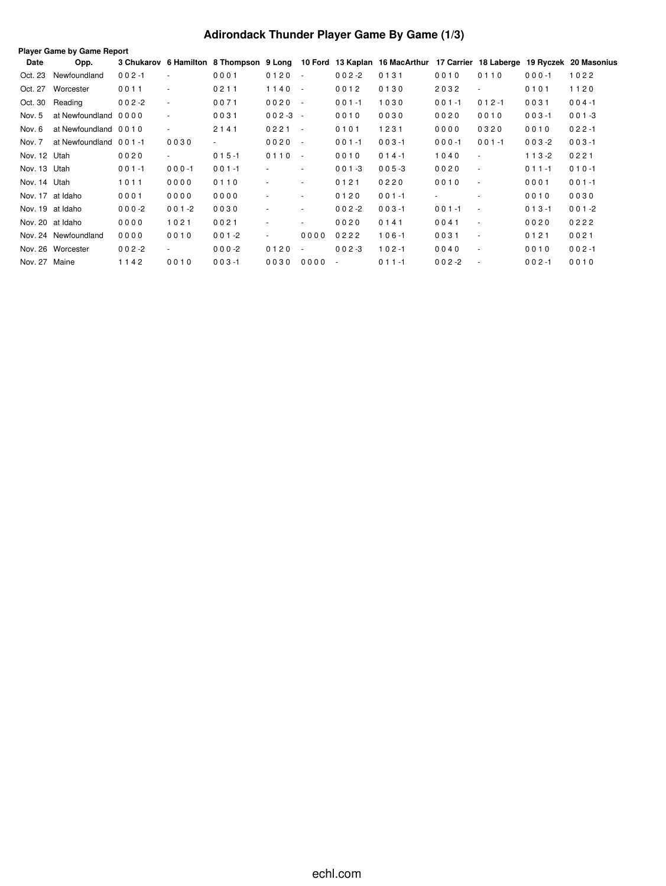# Adirondack Thunder Player Game By Game (1/3)

**Player Game by Game Report**

| Date | Opp. | 3 Chukarov | 6 Hamilton | 8 Thompson | 9 Long | 10 Ford | 13 Kaplan | 16 MacArthur | 17 Carrier | 18 Laberge | 19 Ryczek | 20 Masonius |
|---|---|---|---|---|---|---|---|---|---|---|---|---|
| Oct. 23 | Newfoundland | 0 0 2 -1 | - | 0 0 0 1 | 0 1 2 0 | - | 0 0 2 -2 | 0 1 3 1 | 0 0 1 0 | 0 1 1 0 | 0 0 0 -1 | 1 0 2 2 |
| Oct. 27 | Worcester | 0 0 1 1 | - | 0 2 1 1 | 1 1 4 0 | - | 0 0 1 2 | 0 1 3 0 | 2 0 3 2 | - | 0 1 0 1 | 1 1 2 0 |
| Oct. 30 | Reading | 0 0 2 -2 | - | 0 0 7 1 | 0 0 2 0 | - | 0 0 1 -1 | 1 0 3 0 | 0 0 1 -1 | 0 1 2 -1 | 0 0 3 1 | 0 0 4 -1 |
| Nov. 5 | at Newfoundland | 0 0 0 0 | - | 0 0 3 1 | 0 0 2 -3 | - | 0 0 1 0 | 0 0 3 0 | 0 0 2 0 | 0 0 1 0 | 0 0 3 -1 | 0 0 1 -3 |
| Nov. 6 | at Newfoundland | 0 0 1 0 | - | 2 1 4 1 | 0 2 2 1 | - | 0 1 0 1 | 1 2 3 1 | 0 0 0 0 | 0 3 2 0 | 0 0 1 0 | 0 2 2 -1 |
| Nov. 7 | at Newfoundland | 0 0 1 -1 | 0 0 3 0 | - | 0 0 2 0 | - | 0 0 1 -1 | 0 0 3 -1 | 0 0 0 -1 | 0 0 1 -1 | 0 0 3 -2 | 0 0 3 -1 |
| Nov. 12 | Utah | 0 0 2 0 | - | 0 1 5 -1 | 0 1 1 0 | - | 0 0 1 0 | 0 1 4 -1 | 1 0 4 0 | - | 1 1 3 -2 | 0 2 2 1 |
| Nov. 13 | Utah | 0 0 1 -1 | 0 0 0 -1 | 0 0 1 -1 | - | - | 0 0 1 -3 | 0 0 5 -3 | 0 0 2 0 | - | 0 1 1 -1 | 0 1 0 -1 |
| Nov. 14 | Utah | 1 0 1 1 | 0 0 0 0 | 0 1 1 0 | - | - | 0 1 2 1 | 0 2 2 0 | 0 0 1 0 | - | 0 0 0 1 | 0 0 1 -1 |
| Nov. 17 | at Idaho | 0 0 0 1 | 0 0 0 0 | 0 0 0 0 | - | - | 0 1 2 0 | 0 0 1 -1 | - | - | 0 0 1 0 | 0 0 3 0 |
| Nov. 19 | at Idaho | 0 0 0 -2 | 0 0 1 -2 | 0 0 3 0 | - | - | 0 0 2 -2 | 0 0 3 -1 | 0 0 1 -1 | - | 0 1 3 -1 | 0 0 1 -2 |
| Nov. 20 | at Idaho | 0 0 0 0 | 1 0 2 1 | 0 0 2 1 | - | - | 0 0 2 0 | 0 1 4 1 | 0 0 4 1 | - | 0 0 2 0 | 0 2 2 2 |
| Nov. 24 | Newfoundland | 0 0 0 0 | 0 0 1 0 | 0 0 1 -2 | - | 0 0 0 0 | 0 2 2 2 | 1 0 6 -1 | 0 0 3 1 | - | 0 1 2 1 | 0 0 2 1 |
| Nov. 26 | Worcester | 0 0 2 -2 | - | 0 0 0 -2 | 0 1 2 0 | - | 0 0 2 -3 | 1 0 2 -1 | 0 0 4 0 | - | 0 0 1 0 | 0 0 2 -1 |
| Nov. 27 | Maine | 1 1 4 2 | 0 0 1 0 | 0 0 3 -1 | 0 0 3 0 | 0 0 0 0 | - | 0 1 1 -1 | 0 0 2 -2 | - | 0 0 2 -1 | 0 0 1 0 |

echl.com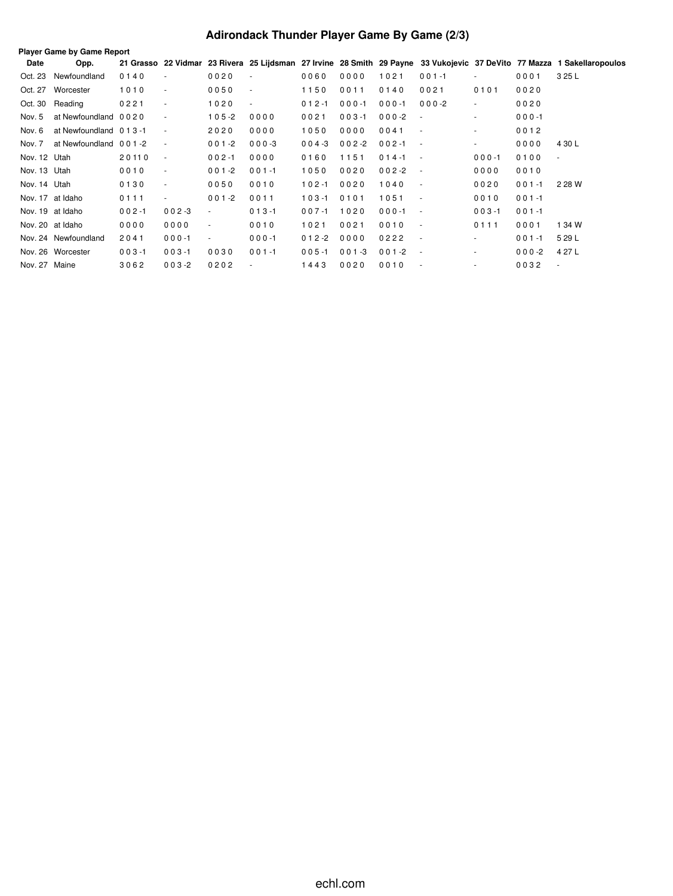# Adirondack Thunder Player Game By Game (2/3)

**Player Game by Game Report**

| Date | Opp. | 21 Grasso | 22 Vidmar | 23 Rivera | 25 Lijdsman | 27 Irvine | 28 Smith | 29 Payne | 33 Vukojevic | 37 DeVito | 77 Mazza | 1 Sakellaropoulos |
|---|---|---|---|---|---|---|---|---|---|---|---|---|
| Oct. 23 | Newfoundland | 0 1 4 0 | - | 0 0 2 0 | - | 0 0 6 0 | 0 0 0 0 | 1 0 2 1 | 0 0 1 -1 | - | 0 0 0 1 | 3 25 L |
| Oct. 27 | Worcester | 1 0 1 0 | - | 0 0 5 0 | - | 1 1 5 0 | 0 0 1 1 | 0 1 4 0 | 0 0 2 1 | 0 1 0 1 | 0 0 2 0 | |
| Oct. 30 | Reading | 0 2 2 1 | - | 1 0 2 0 | - | 0 1 2 -1 | 0 0 0 -1 | 0 0 0 -1 | 0 0 0 -2 | - | 0 0 2 0 | |
| Nov. 5 | at Newfoundland | 0 0 2 0 | - | 1 0 5 -2 | 0 0 0 0 | 0 0 2 1 | 0 0 3 -1 | 0 0 0 -2 | - | - | 0 0 0 -1 | |
| Nov. 6 | at Newfoundland | 0 1 3 -1 | - | 2 0 2 0 | 0 0 0 0 | 1 0 5 0 | 0 0 0 0 | 0 0 4 1 | - | - | 0 0 1 2 | |
| Nov. 7 | at Newfoundland | 0 0 1 -2 | - | 0 0 1 -2 | 0 0 0 -3 | 0 0 4 -3 | 0 0 2 -2 | 0 0 2 -1 | - | - | 0 0 0 0 | 4 30 L |
| Nov. 12 | Utah | 2 0 11 0 | - | 0 0 2 -1 | 0 0 0 0 | 0 1 6 0 | 1 1 5 1 | 0 1 4 -1 | - | 0 0 0 -1 | 0 1 0 0 | - |
| Nov. 13 | Utah | 0 0 1 0 | - | 0 0 1 -2 | 0 0 1 -1 | 1 0 5 0 | 0 0 2 0 | 0 0 2 -2 | - | 0 0 0 0 | 0 0 1 0 | |
| Nov. 14 | Utah | 0 1 3 0 | - | 0 0 5 0 | 0 0 1 0 | 1 0 2 -1 | 0 0 2 0 | 1 0 4 0 | - | 0 0 2 0 | 0 0 1 -1 | 2 28 W |
| Nov. 17 | at Idaho | 0 1 1 1 | - | 0 0 1 -2 | 0 0 1 1 | 1 0 3 -1 | 0 1 0 1 | 1 0 5 1 | - | 0 0 1 0 | 0 0 1 -1 | |
| Nov. 19 | at Idaho | 0 0 2 -1 | 0 0 2 -3 | - | 0 1 3 -1 | 0 0 7 -1 | 1 0 2 0 | 0 0 0 -1 | - | 0 0 3 -1 | 0 0 1 -1 | |
| Nov. 20 | at Idaho | 0 0 0 0 | 0 0 0 0 | - | 0 0 1 0 | 1 0 2 1 | 0 0 2 1 | 0 0 1 0 | - | 0 1 1 1 | 0 0 0 1 | 1 34 W |
| Nov. 24 | Newfoundland | 2 0 4 1 | 0 0 0 -1 | - | 0 0 0 -1 | 0 1 2 -2 | 0 0 0 0 | 0 2 2 2 | - | - | 0 0 1 -1 | 5 29 L |
| Nov. 26 | Worcester | 0 0 3 -1 | 0 0 3 -1 | 0 0 3 0 | 0 0 1 -1 | 0 0 5 -1 | 0 0 1 -3 | 0 0 1 -2 | - | - | 0 0 0 -2 | 4 27 L |
| Nov. 27 | Maine | 3 0 6 2 | 0 0 3 -2 | 0 2 0 2 | - | 1 4 4 3 | 0 0 2 0 | 0 0 1 0 | - | - | 0 0 3 2 | - |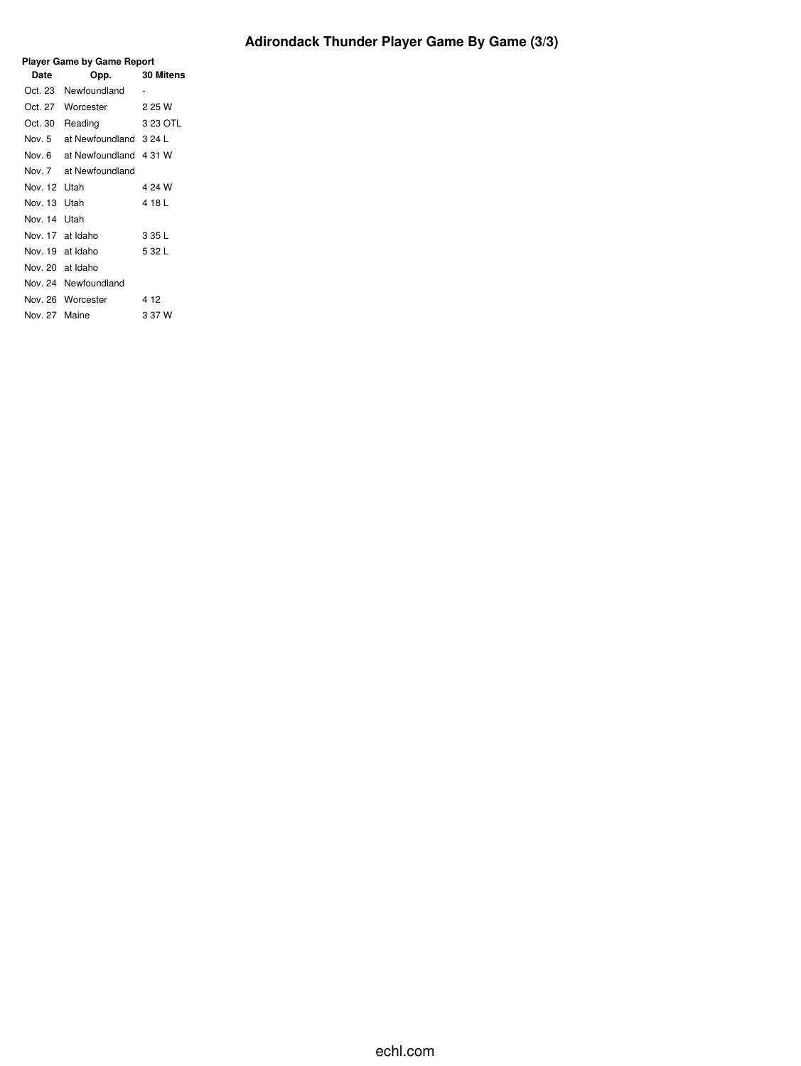# Adirondack Thunder Player Game By Game (3/3)

**Player Game by Game Report**

| Date | Opp. | 30 Mitens |
|---|---|---|
| Oct. 23 | Newfoundland | - |
| Oct. 27 | Worcester | 2 25 W |
| Oct. 30 | Reading | 3 23 OTL |
| Nov. 5 | at Newfoundland | 3 24 L |
| Nov. 6 | at Newfoundland | 4 31 W |
| Nov. 7 | at Newfoundland | |
| Nov. 12 | Utah | 4 24 W |
| Nov. 13 | Utah | 4 18 L |
| Nov. 14 | Utah | |
| Nov. 17 | at Idaho | 3 35 L |
| Nov. 19 | at Idaho | 5 32 L |
| Nov. 20 | at Idaho | |
| Nov. 24 | Newfoundland | |
| Nov. 26 | Worcester | 4 12 |
| Nov. 27 | Maine | 3 37 W |

echl.com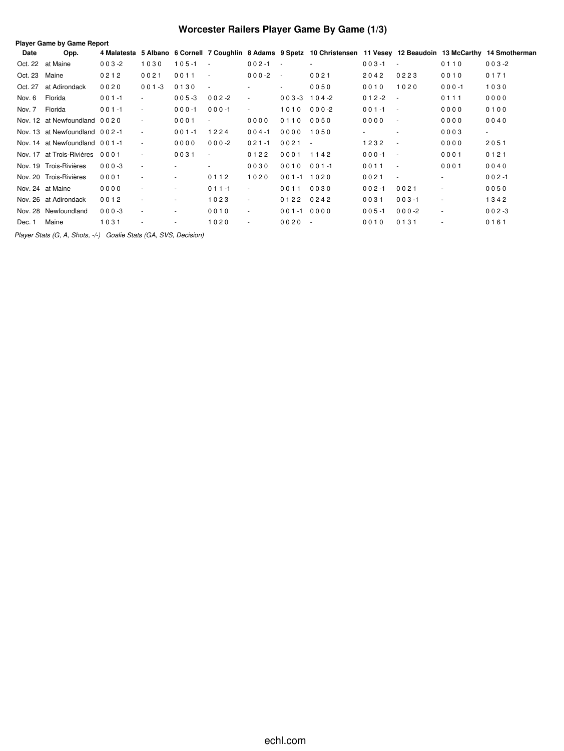# Worcester Railers Player Game By Game (1/3)

**Player Game by Game Report**

| Date | Opp. | 4 Malatesta | 5 Albano | 6 Cornell | 7 Coughlin | 8 Adams | 9 Spetz | 10 Christensen | 11 Vesey | 12 Beaudoin | 13 McCarthy | 14 Smotherman |
|---|---|---|---|---|---|---|---|---|---|---|---|---|
| Oct. 22 | at Maine | 0 0 3 -2 | 1 0 3 0 | 1 0 5 -1 | - | 0 0 2 -1 | - | - | 0 0 3 -1 | - | 0 1 1 0 | 0 0 3 -2 |
| Oct. 23 | Maine | 0 2 1 2 | 0 0 2 1 | 0 0 1 1 | - | 0 0 0 -2 | - | 0 0 2 1 | 2 0 4 2 | 0 2 2 3 | 0 0 1 0 | 0 1 7 1 |
| Oct. 27 | at Adirondack | 0 0 2 0 | 0 0 1 -3 | 0 1 3 0 | - | - | - | 0 0 5 0 | 0 0 1 0 | 1 0 2 0 | 0 0 0 -1 | 1 0 3 0 |
| Nov. 6 | Florida | 0 0 1 -1 | - | 0 0 5 -3 | 0 0 2 -2 | - | 0 0 3 -3 | 1 0 4 -2 | 0 1 2 -2 | - | 0 1 1 1 | 0 0 0 0 |
| Nov. 7 | Florida | 0 0 1 -1 | - | 0 0 0 -1 | 0 0 0 -1 | - | 1 0 1 0 | 0 0 0 -2 | 0 0 1 -1 | - | 0 0 0 0 | 0 1 0 0 |
| Nov. 12 | at Newfoundland | 0 0 2 0 | - | 0 0 0 1 | - | 0 0 0 0 | 0 1 1 0 | 0 0 5 0 | 0 0 0 0 | - | 0 0 0 0 | 0 0 4 0 |
| Nov. 13 | at Newfoundland | 0 0 2 -1 | - | 0 0 1 -1 | 1 2 2 4 | 0 0 4 -1 | 0 0 0 0 | 1 0 5 0 | - | - | 0 0 0 3 | - |
| Nov. 14 | at Newfoundland | 0 0 1 -1 | - | 0 0 0 0 | 0 0 0 -2 | 0 2 1 -1 | 0 0 2 1 | - | 1 2 3 2 | - | 0 0 0 0 | 2 0 5 1 |
| Nov. 17 | at Trois-Rivières | 0 0 0 1 | - | 0 0 3 1 | - | 0 1 2 2 | 0 0 0 1 | 1 1 4 2 | 0 0 0 -1 | - | 0 0 0 1 | 0 1 2 1 |
| Nov. 19 | Trois-Rivières | 0 0 0 -3 | - | - | - | 0 0 3 0 | 0 0 1 0 | 0 0 1 -1 | 0 0 1 1 | - | 0 0 0 1 | 0 0 4 0 |
| Nov. 20 | Trois-Rivières | 0 0 0 1 | - | - | 0 1 1 2 | 1 0 2 0 | 0 0 1 -1 | 1 0 2 0 | 0 0 2 1 | - | - | 0 0 2 -1 |
| Nov. 24 | at Maine | 0 0 0 0 | - | - | 0 1 1 -1 | - | 0 0 1 1 | 0 0 3 0 | 0 0 2 -1 | 0 0 2 1 | - | 0 0 5 0 |
| Nov. 26 | at Adirondack | 0 0 1 2 | - | - | 1 0 2 3 | - | 0 1 2 2 | 0 2 4 2 | 0 0 3 1 | 0 0 3 -1 | - | 1 3 4 2 |
| Nov. 28 | Newfoundland | 0 0 0 -3 | - | - | 0 0 1 0 | - | 0 0 1 -1 | 0 0 0 0 | 0 0 5 -1 | 0 0 0 -2 | - | 0 0 2 -3 |
| Dec. 1 | Maine | 1 0 3 1 | - | - | 1 0 2 0 | - | 0 0 2 0 | - | 0 0 1 0 | 0 1 3 1 | - | 0 1 6 1 |

*Player Stats (G, A, Shots, -/-)   Goalie Stats (GA, SVS, Decision)*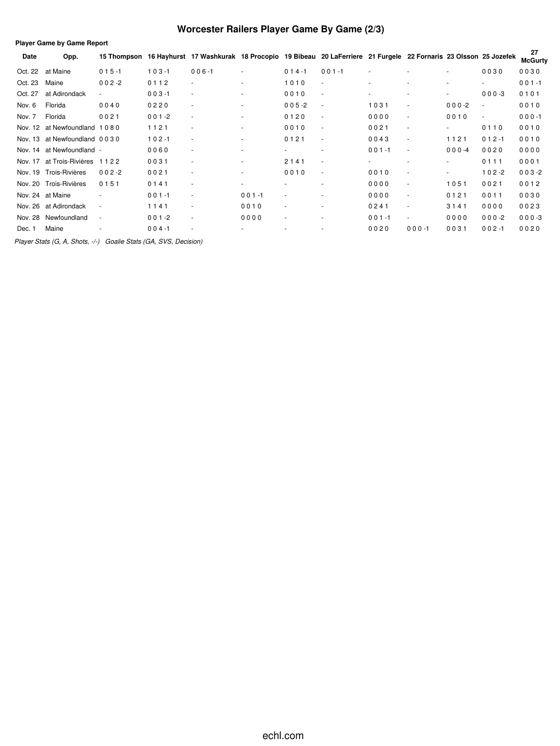# Worcester Railers Player Game By Game (2/3)

**Player Game by Game Report**

| Date | Opp. | 15 Thompson | 16 Hayhurst | 17 Washkurak | 18 Procopio | 19 Bibeau | 20 LaFerriere | 21 Furgele | 22 Fornaris | 23 Olsson | 25 Jozefek | 27 McGurty |
|---|---|---|---|---|---|---|---|---|---|---|---|---|
| Oct. 22 | at Maine | 0 1 5 -1 | 1 0 3 -1 | 0 0 6 -1 | - | 0 1 4 -1 | 0 0 1 -1 | - | - | - | 0 0 3 0 | 0 0 3 0 |
| Oct. 23 | Maine | 0 0 2 -2 | 0 1 1 2 | - | - | 1 0 1 0 | - | - | - | - | - | 0 0 1 -1 |
| Oct. 27 | at Adirondack | - | 0 0 3 -1 | - | - | 0 0 1 0 | - | - | - | - | 0 0 0 -3 | 0 1 0 1 |
| Nov. 6 | Florida | 0 0 4 0 | 0 2 2 0 | - | - | 0 0 5 -2 | - | 1 0 3 1 | - | 0 0 0 -2 | - | 0 0 1 0 |
| Nov. 7 | Florida | 0 0 2 1 | 0 0 1 -2 | - | - | 0 1 2 0 | - | 0 0 0 0 | - | 0 0 1 0 | - | 0 0 0 -1 |
| Nov. 12 | at Newfoundland | 1 0 8 0 | 1 1 2 1 | - | - | 0 0 1 0 | - | 0 0 2 1 | - | - | 0 1 1 0 | 0 0 1 0 |
| Nov. 13 | at Newfoundland | 0 0 3 0 | 1 0 2 -1 | - | - | 0 1 2 1 | - | 0 0 4 3 | - | 1 1 2 1 | 0 1 2 -1 | 0 0 1 0 |
| Nov. 14 | at Newfoundland | - | 0 0 6 0 | - | - | - | - | 0 0 1 -1 | - | 0 0 0 -4 | 0 0 2 0 | 0 0 0 0 |
| Nov. 17 | at Trois-Rivières | 1 1 2 2 | 0 0 3 1 | - | - | 2 1 4 1 | - | - | - | - | 0 1 1 1 | 0 0 0 1 |
| Nov. 19 | Trois-Rivières | 0 0 2 -2 | 0 0 2 1 | - | - | 0 0 1 0 | - | 0 0 1 0 | - | - | 1 0 2 -2 | 0 0 3 -2 |
| Nov. 20 | Trois-Rivières | 0 1 5 1 | 0 1 4 1 | - | - | - | - | 0 0 0 0 | - | 1 0 5 1 | 0 0 2 1 | 0 0 1 2 |
| Nov. 24 | at Maine | - | 0 0 1 -1 | - | 0 0 1 -1 | - | - | 0 0 0 0 | - | 0 1 2 1 | 0 0 1 1 | 0 0 3 0 |
| Nov. 26 | at Adirondack | - | 1 1 4 1 | - | 0 0 1 0 | - | - | 0 2 4 1 | - | 3 1 4 1 | 0 0 0 0 | 0 0 2 3 |
| Nov. 28 | Newfoundland | - | 0 0 1 -2 | - | 0 0 0 0 | - | - | 0 0 1 -1 | - | 0 0 0 0 | 0 0 0 -2 | 0 0 0 -3 |
| Dec. 1 | Maine | - | 0 0 4 -1 | - | - | - | - | 0 0 2 0 | 0 0 0 -1 | 0 0 3 1 | 0 0 2 -1 | 0 0 2 0 |

*Player Stats (G, A, Shots, -/-)   Goalie Stats (GA, SVS, Decision)*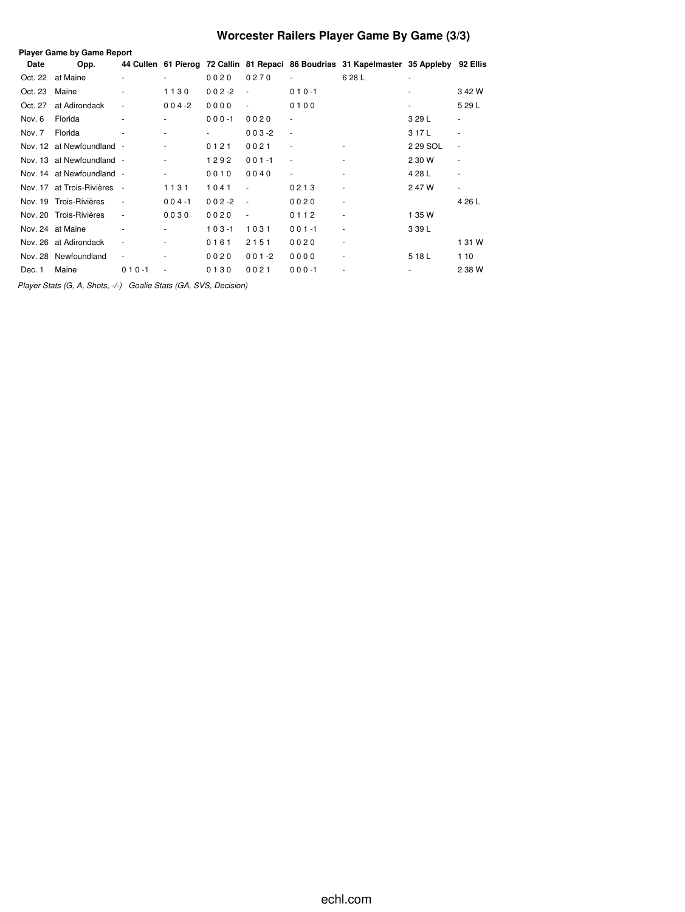# Worcester Railers Player Game By Game (3/3)

**Player Game by Game Report**

| Date | Opp. | 44 Cullen | 61 Pierog | 72 Callin | 81 Repaci | 86 Boudrias | 31 Kapelmaster | 35 Appleby | 92 Ellis |
|---|---|---|---|---|---|---|---|---|---|
| Oct. 22 | at Maine | - | - | 0 0 2 0 | 0 2 7 0 | - | 6 28 L | - | |
| Oct. 23 | Maine | - | 1 1 3 0 | 0 0 2 -2 | - | 0 1 0 -1 | | - | 3 42 W |
| Oct. 27 | at Adirondack | - | 0 0 4 -2 | 0 0 0 0 | - | 0 1 0 0 | | - | 5 29 L |
| Nov. 6 | Florida | - | - | 0 0 0 -1 | 0 0 2 0 | - | | 3 29 L | - |
| Nov. 7 | Florida | - | - | - | 0 0 3 -2 | - | | 3 17 L | - |
| Nov. 12 | at Newfoundland | - | - | 0 1 2 1 | 0 0 2 1 | - | - | 2 29 SOL | - |
| Nov. 13 | at Newfoundland | - | - | 1 2 9 2 | 0 0 1 -1 | - | - | 2 30 W | - |
| Nov. 14 | at Newfoundland | - | - | 0 0 1 0 | 0 0 4 0 | - | - | 4 28 L | - |
| Nov. 17 | at Trois-Rivières | - | 1 1 3 1 | 1 0 4 1 | - | 0 2 1 3 | - | 2 47 W | - |
| Nov. 19 | Trois-Rivières | - | 0 0 4 -1 | 0 0 2 -2 | - | 0 0 2 0 | - | | 4 26 L |
| Nov. 20 | Trois-Rivières | - | 0 0 3 0 | 0 0 2 0 | - | 0 1 1 2 | - | 1 35 W | |
| Nov. 24 | at Maine | - | - | 1 0 3 -1 | 1 0 3 1 | 0 0 1 -1 | - | 3 39 L | |
| Nov. 26 | at Adirondack | - | - | 0 1 6 1 | 2 1 5 1 | 0 0 2 0 | - | | 1 31 W |
| Nov. 28 | Newfoundland | - | - | 0 0 2 0 | 0 0 1 -2 | 0 0 0 0 | - | 5 18 L | 1 10 |
| Dec. 1 | Maine | 0 1 0 -1 | - | 0 1 3 0 | 0 0 2 1 | 0 0 0 -1 | - | - | 2 38 W |

*Player Stats (G, A, Shots, -/-)   Goalie Stats (GA, SVS, Decision)*